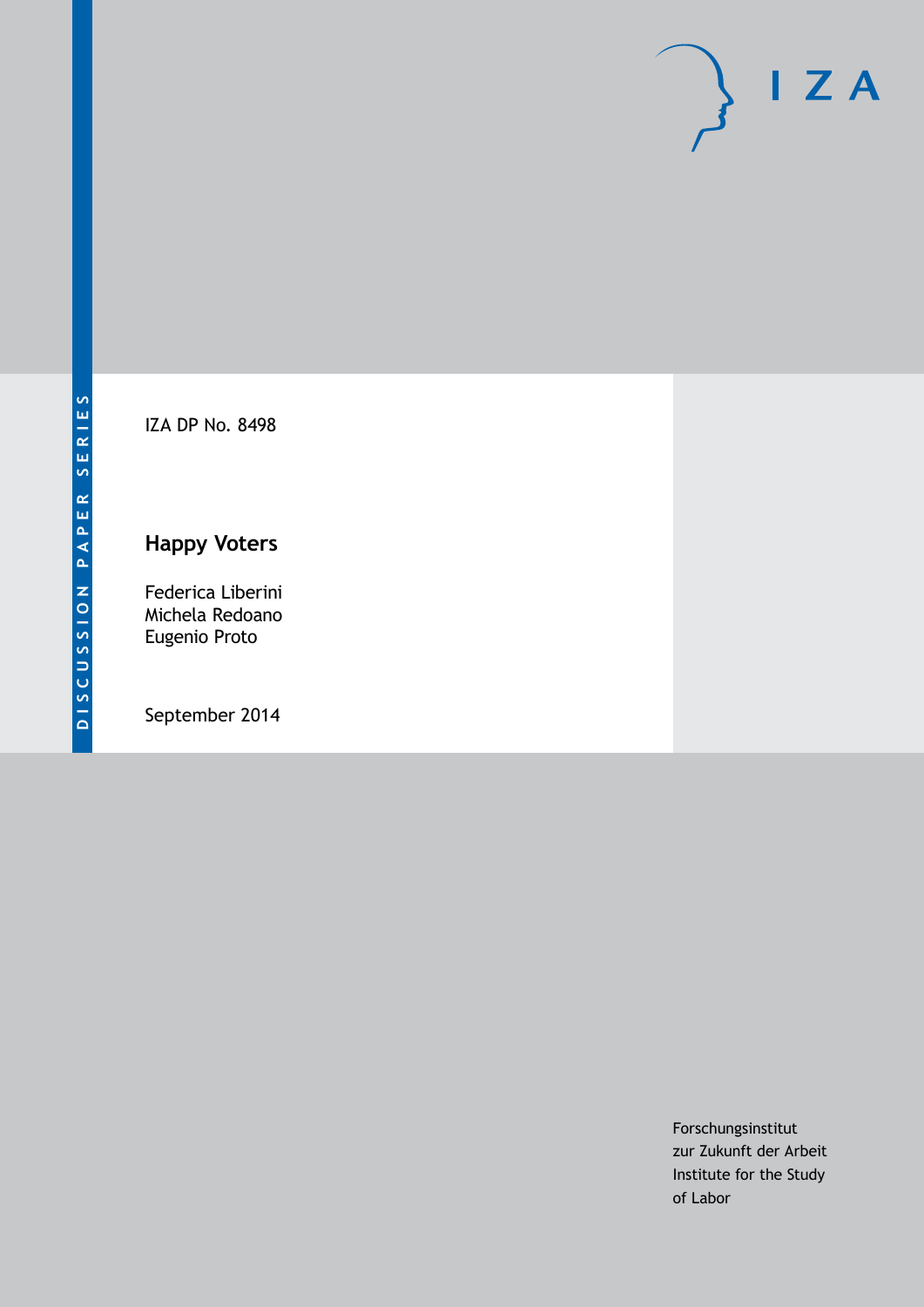DISCUSSION PAPER SERIES

IZA DP No. 8498

# Happy Voters

Federica Liberini
Michela Redoano
Eugenio Proto

September 2014

Forschungsinstitut
zur Zukunft der Arbeit
Institute for the Study
of Labor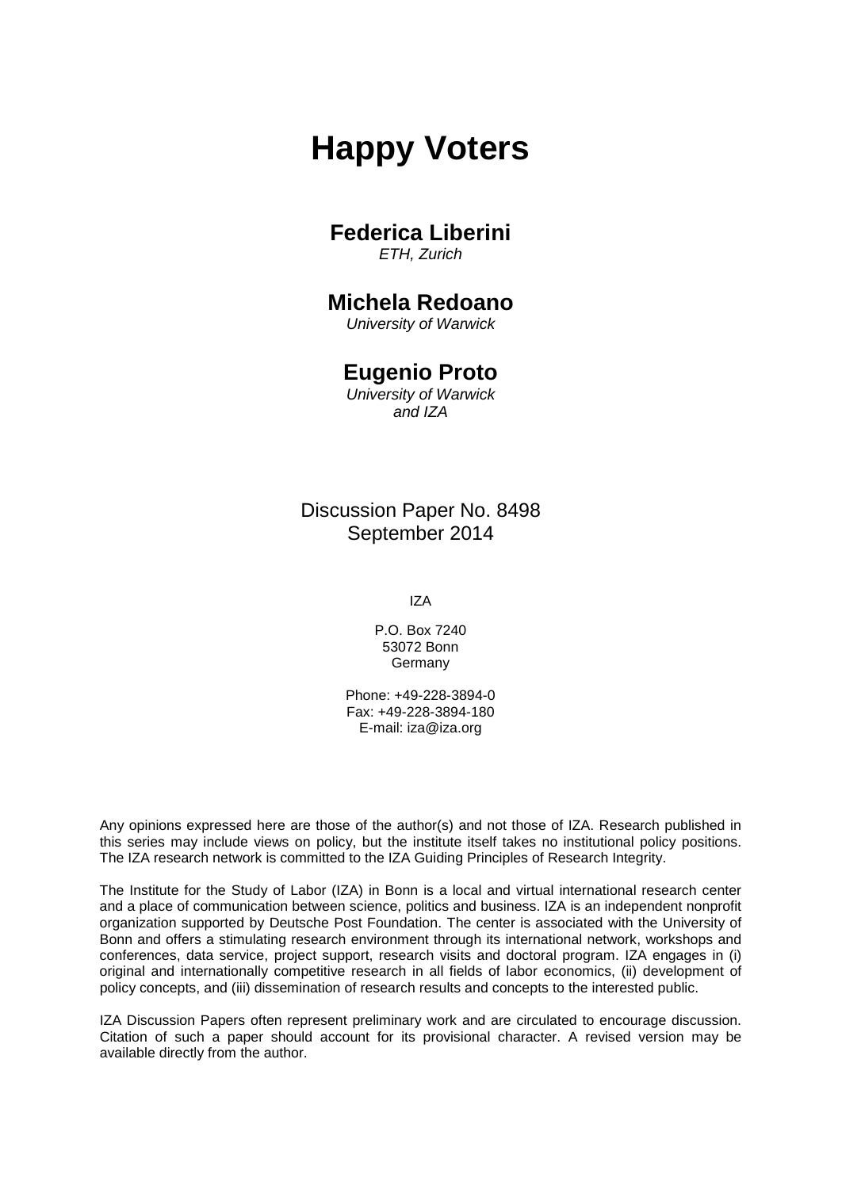# Happy Voters

## Federica Liberini

*ETH, Zurich*

## Michela Redoano

*University of Warwick*

## Eugenio Proto

*University of Warwick and IZA*

Discussion Paper No. 8498
September 2014

IZA

P.O. Box 7240
53072 Bonn
Germany

Phone: +49-228-3894-0
Fax: +49-228-3894-180
E-mail: iza@iza.org

Any opinions expressed here are those of the author(s) and not those of IZA. Research published in this series may include views on policy, but the institute itself takes no institutional policy positions. The IZA research network is committed to the IZA Guiding Principles of Research Integrity.

The Institute for the Study of Labor (IZA) in Bonn is a local and virtual international research center and a place of communication between science, politics and business. IZA is an independent nonprofit organization supported by Deutsche Post Foundation. The center is associated with the University of Bonn and offers a stimulating research environment through its international network, workshops and conferences, data service, project support, research visits and doctoral program. IZA engages in (i) original and internationally competitive research in all fields of labor economics, (ii) development of policy concepts, and (iii) dissemination of research results and concepts to the interested public.

IZA Discussion Papers often represent preliminary work and are circulated to encourage discussion. Citation of such a paper should account for its provisional character. A revised version may be available directly from the author.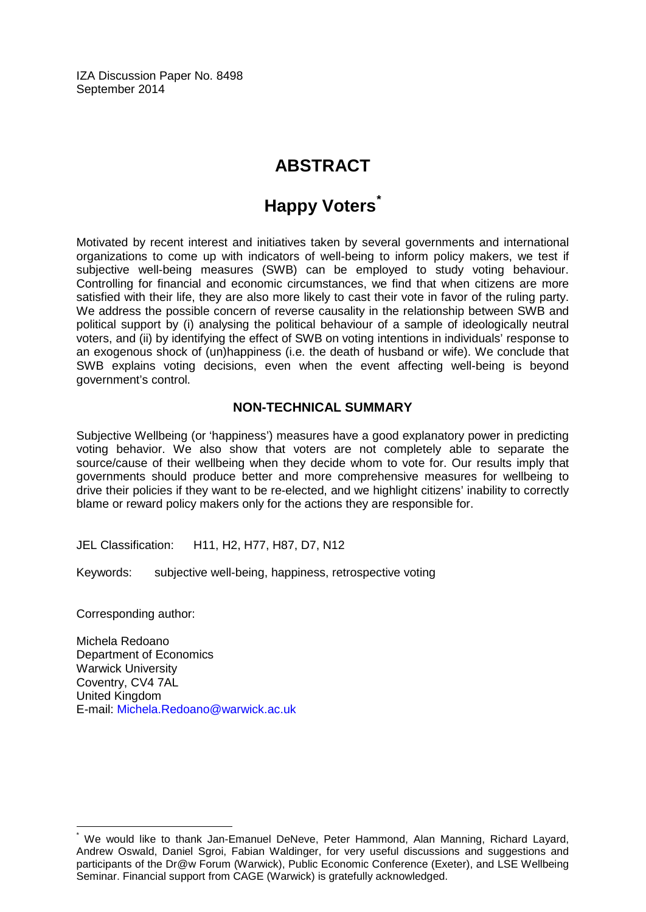IZA Discussion Paper No. 8498
September 2014

# ABSTRACT

## Happy Voters*

Motivated by recent interest and initiatives taken by several governments and international organizations to come up with indicators of well-being to inform policy makers, we test if subjective well-being measures (SWB) can be employed to study voting behaviour. Controlling for financial and economic circumstances, we find that when citizens are more satisfied with their life, they are also more likely to cast their vote in favor of the ruling party. We address the possible concern of reverse causality in the relationship between SWB and political support by (i) analysing the political behaviour of a sample of ideologically neutral voters, and (ii) by identifying the effect of SWB on voting intentions in individuals' response to an exogenous shock of (un)happiness (i.e. the death of husband or wife). We conclude that SWB explains voting decisions, even when the event affecting well-being is beyond government's control.

### NON-TECHNICAL SUMMARY

Subjective Wellbeing (or 'happiness') measures have a good explanatory power in predicting voting behavior. We also show that voters are not completely able to separate the source/cause of their wellbeing when they decide whom to vote for. Our results imply that governments should produce better and more comprehensive measures for wellbeing to drive their policies if they want to be re-elected, and we highlight citizens' inability to correctly blame or reward policy makers only for the actions they are responsible for.

JEL Classification: H11, H2, H77, H87, D7, N12

Keywords: subjective well-being, happiness, retrospective voting

Corresponding author:

Michela Redoano
Department of Economics
Warwick University
Coventry, CV4 7AL
United Kingdom
E-mail: Michela.Redoano@warwick.ac.uk

---

* We would like to thank Jan-Emanuel DeNeve, Peter Hammond, Alan Manning, Richard Layard, Andrew Oswald, Daniel Sgroi, Fabian Waldinger, for very useful discussions and suggestions and participants of the Dr@w Forum (Warwick), Public Economic Conference (Exeter), and LSE Wellbeing Seminar. Financial support from CAGE (Warwick) is gratefully acknowledged.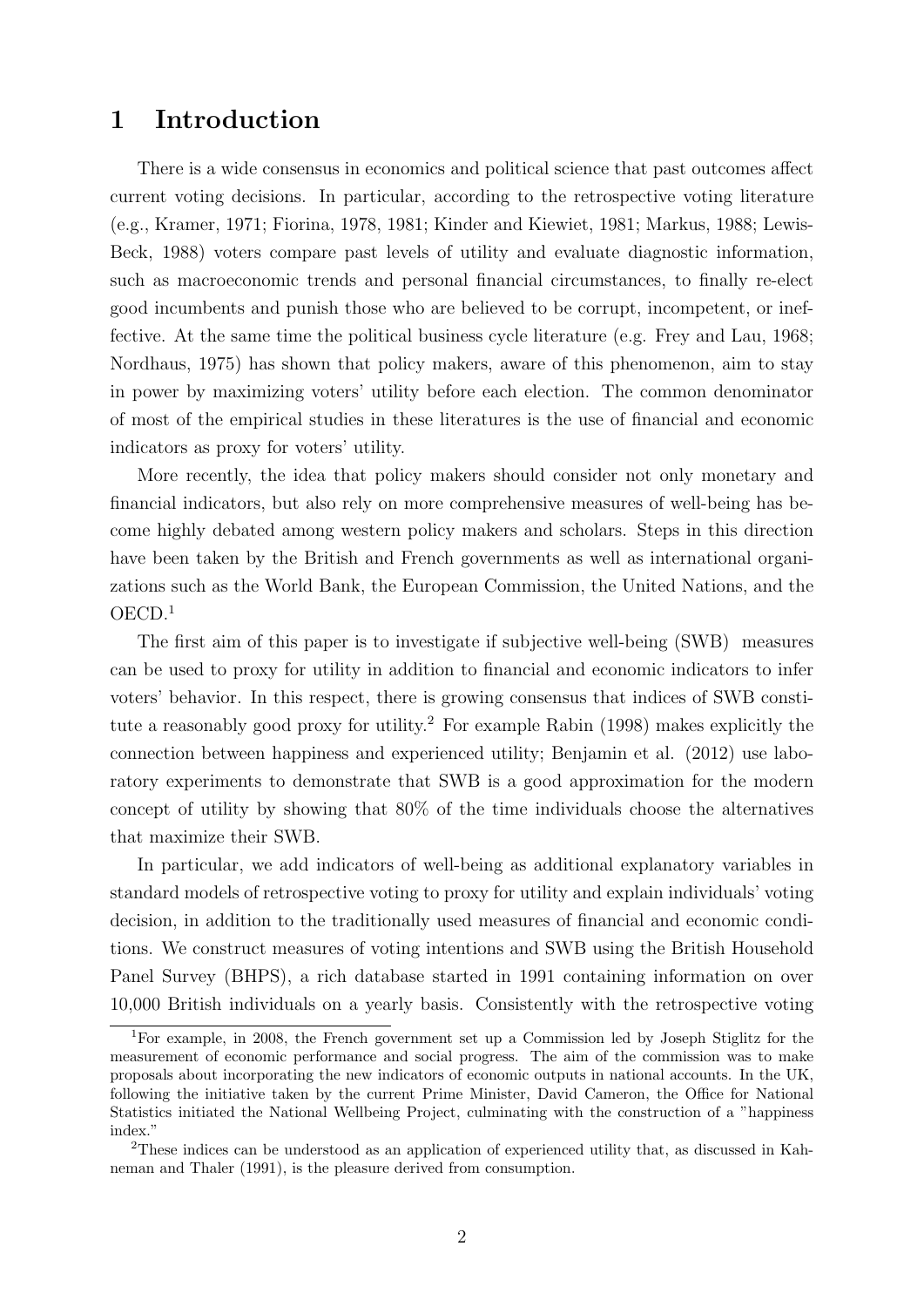# 1 Introduction

There is a wide consensus in economics and political science that past outcomes affect current voting decisions. In particular, according to the retrospective voting literature (e.g., Kramer, 1971; Fiorina, 1978, 1981; Kinder and Kiewiet, 1981; Markus, 1988; Lewis-Beck, 1988) voters compare past levels of utility and evaluate diagnostic information, such as macroeconomic trends and personal financial circumstances, to finally re-elect good incumbents and punish those who are believed to be corrupt, incompetent, or ineffective. At the same time the political business cycle literature (e.g. Frey and Lau, 1968; Nordhaus, 1975) has shown that policy makers, aware of this phenomenon, aim to stay in power by maximizing voters' utility before each election. The common denominator of most of the empirical studies in these literatures is the use of financial and economic indicators as proxy for voters' utility.

More recently, the idea that policy makers should consider not only monetary and financial indicators, but also rely on more comprehensive measures of well-being has become highly debated among western policy makers and scholars. Steps in this direction have been taken by the British and French governments as well as international organizations such as the World Bank, the European Commission, the United Nations, and the OECD.[1]

The first aim of this paper is to investigate if subjective well-being (SWB) measures can be used to proxy for utility in addition to financial and economic indicators to infer voters' behavior. In this respect, there is growing consensus that indices of SWB constitute a reasonably good proxy for utility.[2] For example Rabin (1998) makes explicitly the connection between happiness and experienced utility; Benjamin et al. (2012) use laboratory experiments to demonstrate that SWB is a good approximation for the modern concept of utility by showing that 80% of the time individuals choose the alternatives that maximize their SWB.

In particular, we add indicators of well-being as additional explanatory variables in standard models of retrospective voting to proxy for utility and explain individuals' voting decision, in addition to the traditionally used measures of financial and economic conditions. We construct measures of voting intentions and SWB using the British Household Panel Survey (BHPS), a rich database started in 1991 containing information on over 10,000 British individuals on a yearly basis. Consistently with the retrospective voting

[1] For example, in 2008, the French government set up a Commission led by Joseph Stiglitz for the measurement of economic performance and social progress. The aim of the commission was to make proposals about incorporating the new indicators of economic outputs in national accounts. In the UK, following the initiative taken by the current Prime Minister, David Cameron, the Office for National Statistics initiated the National Wellbeing Project, culminating with the construction of a "happiness index."

[2] These indices can be understood as an application of experienced utility that, as discussed in Kahneman and Thaler (1991), is the pleasure derived from consumption.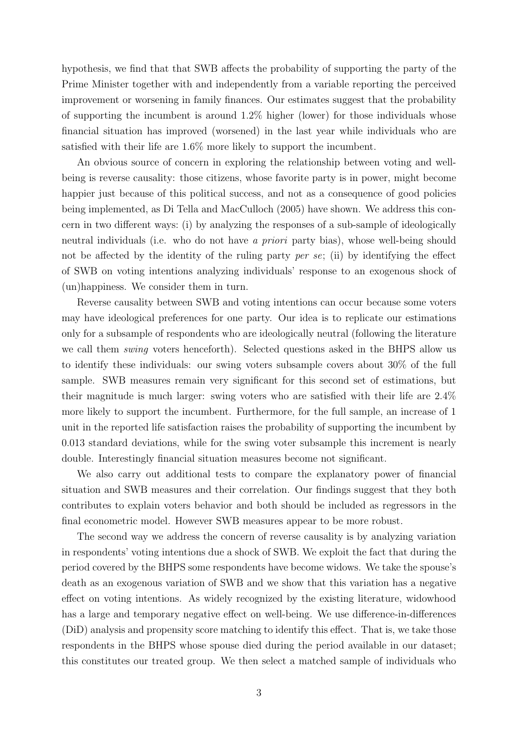hypothesis, we find that that SWB affects the probability of supporting the party of the Prime Minister together with and independently from a variable reporting the perceived improvement or worsening in family finances. Our estimates suggest that the probability of supporting the incumbent is around 1.2% higher (lower) for those individuals whose financial situation has improved (worsened) in the last year while individuals who are satisfied with their life are 1.6% more likely to support the incumbent.

An obvious source of concern in exploring the relationship between voting and well-being is reverse causality: those citizens, whose favorite party is in power, might become happier just because of this political success, and not as a consequence of good policies being implemented, as Di Tella and MacCulloch (2005) have shown. We address this concern in two different ways: (i) by analyzing the responses of a sub-sample of ideologically neutral individuals (i.e. who do not have *a priori* party bias), whose well-being should not be affected by the identity of the ruling party *per se*; (ii) by identifying the effect of SWB on voting intentions analyzing individuals' response to an exogenous shock of (un)happiness. We consider them in turn.

Reverse causality between SWB and voting intentions can occur because some voters may have ideological preferences for one party. Our idea is to replicate our estimations only for a subsample of respondents who are ideologically neutral (following the literature we call them *swing* voters henceforth). Selected questions asked in the BHPS allow us to identify these individuals: our swing voters subsample covers about 30% of the full sample. SWB measures remain very significant for this second set of estimations, but their magnitude is much larger: swing voters who are satisfied with their life are 2.4% more likely to support the incumbent. Furthermore, for the full sample, an increase of 1 unit in the reported life satisfaction raises the probability of supporting the incumbent by 0.013 standard deviations, while for the swing voter subsample this increment is nearly double. Interestingly financial situation measures become not significant.

We also carry out additional tests to compare the explanatory power of financial situation and SWB measures and their correlation. Our findings suggest that they both contributes to explain voters behavior and both should be included as regressors in the final econometric model. However SWB measures appear to be more robust.

The second way we address the concern of reverse causality is by analyzing variation in respondents' voting intentions due a shock of SWB. We exploit the fact that during the period covered by the BHPS some respondents have become widows. We take the spouse's death as an exogenous variation of SWB and we show that this variation has a negative effect on voting intentions. As widely recognized by the existing literature, widowhood has a large and temporary negative effect on well-being. We use difference-in-differences (DiD) analysis and propensity score matching to identify this effect. That is, we take those respondents in the BHPS whose spouse died during the period available in our dataset; this constitutes our treated group. We then select a matched sample of individuals who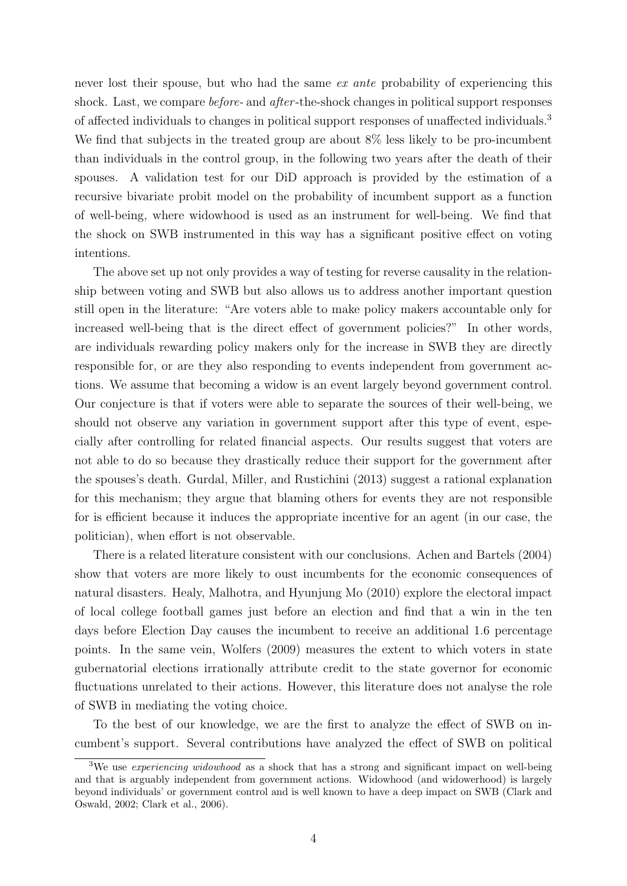never lost their spouse, but who had the same *ex ante* probability of experiencing this shock. Last, we compare *before*- and *after*-the-shock changes in political support responses of affected individuals to changes in political support responses of unaffected individuals.[3] We find that subjects in the treated group are about 8% less likely to be pro-incumbent than individuals in the control group, in the following two years after the death of their spouses. A validation test for our DiD approach is provided by the estimation of a recursive bivariate probit model on the probability of incumbent support as a function of well-being, where widowhood is used as an instrument for well-being. We find that the shock on SWB instrumented in this way has a significant positive effect on voting intentions.

The above set up not only provides a way of testing for reverse causality in the relationship between voting and SWB but also allows us to address another important question still open in the literature: "Are voters able to make policy makers accountable only for increased well-being that is the direct effect of government policies?" In other words, are individuals rewarding policy makers only for the increase in SWB they are directly responsible for, or are they also responding to events independent from government actions. We assume that becoming a widow is an event largely beyond government control. Our conjecture is that if voters were able to separate the sources of their well-being, we should not observe any variation in government support after this type of event, especially after controlling for related financial aspects. Our results suggest that voters are not able to do so because they drastically reduce their support for the government after the spouses's death. Gurdal, Miller, and Rustichini (2013) suggest a rational explanation for this mechanism; they argue that blaming others for events they are not responsible for is efficient because it induces the appropriate incentive for an agent (in our case, the politician), when effort is not observable.

There is a related literature consistent with our conclusions. Achen and Bartels (2004) show that voters are more likely to oust incumbents for the economic consequences of natural disasters. Healy, Malhotra, and Hyunjung Mo (2010) explore the electoral impact of local college football games just before an election and find that a win in the ten days before Election Day causes the incumbent to receive an additional 1.6 percentage points. In the same vein, Wolfers (2009) measures the extent to which voters in state gubernatorial elections irrationally attribute credit to the state governor for economic fluctuations unrelated to their actions. However, this literature does not analyse the role of SWB in mediating the voting choice.

To the best of our knowledge, we are the first to analyze the effect of SWB on incumbent's support. Several contributions have analyzed the effect of SWB on political

[3] We use *experiencing widowhood* as a shock that has a strong and significant impact on well-being and that is arguably independent from government actions. Widowhood (and widowerhood) is largely beyond individuals' or government control and is well known to have a deep impact on SWB (Clark and Oswald, 2002; Clark et al., 2006).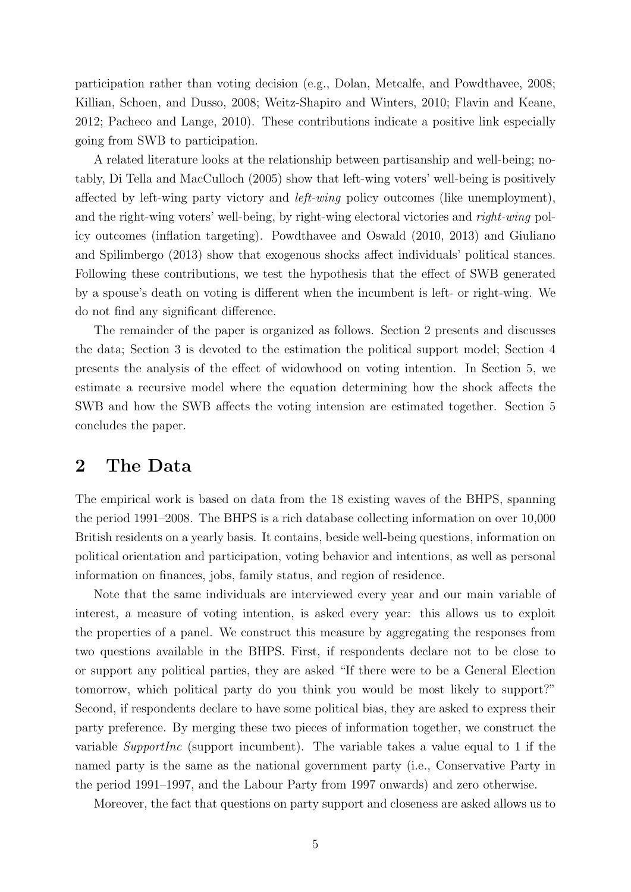participation rather than voting decision (e.g., Dolan, Metcalfe, and Powdthavee, 2008; Killian, Schoen, and Dusso, 2008; Weitz-Shapiro and Winters, 2010; Flavin and Keane, 2012; Pacheco and Lange, 2010). These contributions indicate a positive link especially going from SWB to participation.

A related literature looks at the relationship between partisanship and well-being; notably, Di Tella and MacCulloch (2005) show that left-wing voters' well-being is positively affected by left-wing party victory and *left-wing* policy outcomes (like unemployment), and the right-wing voters' well-being, by right-wing electoral victories and *right-wing* policy outcomes (inflation targeting). Powdthavee and Oswald (2010, 2013) and Giuliano and Spilimbergo (2013) show that exogenous shocks affect individuals' political stances. Following these contributions, we test the hypothesis that the effect of SWB generated by a spouse's death on voting is different when the incumbent is left- or right-wing. We do not find any significant difference.

The remainder of the paper is organized as follows. Section 2 presents and discusses the data; Section 3 is devoted to the estimation the political support model; Section 4 presents the analysis of the effect of widowhood on voting intention. In Section 5, we estimate a recursive model where the equation determining how the shock affects the SWB and how the SWB affects the voting intension are estimated together. Section 5 concludes the paper.

## 2 The Data

The empirical work is based on data from the 18 existing waves of the BHPS, spanning the period 1991–2008. The BHPS is a rich database collecting information on over 10,000 British residents on a yearly basis. It contains, beside well-being questions, information on political orientation and participation, voting behavior and intentions, as well as personal information on finances, jobs, family status, and region of residence.

Note that the same individuals are interviewed every year and our main variable of interest, a measure of voting intention, is asked every year: this allows us to exploit the properties of a panel. We construct this measure by aggregating the responses from two questions available in the BHPS. First, if respondents declare not to be close to or support any political parties, they are asked "If there were to be a General Election tomorrow, which political party do you think you would be most likely to support?" Second, if respondents declare to have some political bias, they are asked to express their party preference. By merging these two pieces of information together, we construct the variable *SupportInc* (support incumbent). The variable takes a value equal to 1 if the named party is the same as the national government party (i.e., Conservative Party in the period 1991–1997, and the Labour Party from 1997 onwards) and zero otherwise.

Moreover, the fact that questions on party support and closeness are asked allows us to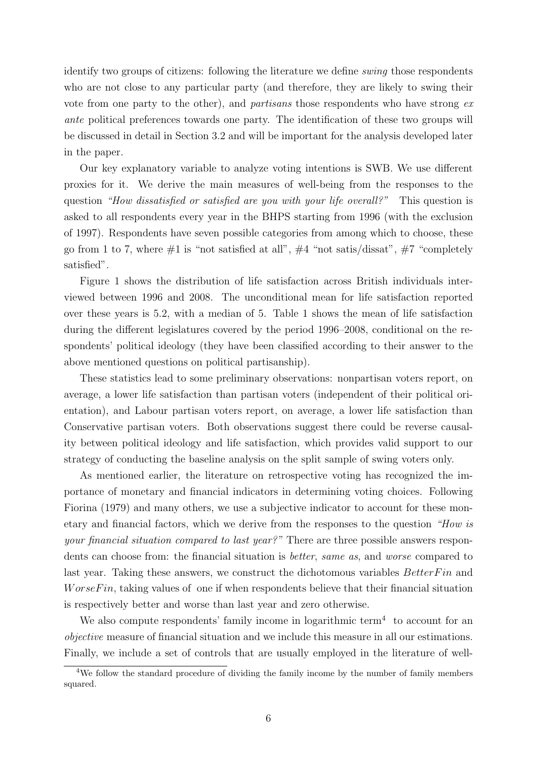identify two groups of citizens: following the literature we define *swing* those respondents who are not close to any particular party (and therefore, they are likely to swing their vote from one party to the other), and *partisans* those respondents who have strong *ex ante* political preferences towards one party. The identification of these two groups will be discussed in detail in Section 3.2 and will be important for the analysis developed later in the paper.

Our key explanatory variable to analyze voting intentions is SWB. We use different proxies for it. We derive the main measures of well-being from the responses to the question *"How dissatisfied or satisfied are you with your life overall?"* This question is asked to all respondents every year in the BHPS starting from 1996 (with the exclusion of 1997). Respondents have seven possible categories from among which to choose, these go from 1 to 7, where #1 is "not satisfied at all", #4 "not satis/dissat", #7 "completely satisfied".

Figure 1 shows the distribution of life satisfaction across British individuals interviewed between 1996 and 2008. The unconditional mean for life satisfaction reported over these years is 5.2, with a median of 5. Table 1 shows the mean of life satisfaction during the different legislatures covered by the period 1996–2008, conditional on the respondents' political ideology (they have been classified according to their answer to the above mentioned questions on political partisanship).

These statistics lead to some preliminary observations: nonpartisan voters report, on average, a lower life satisfaction than partisan voters (independent of their political orientation), and Labour partisan voters report, on average, a lower life satisfaction than Conservative partisan voters. Both observations suggest there could be reverse causality between political ideology and life satisfaction, which provides valid support to our strategy of conducting the baseline analysis on the split sample of swing voters only.

As mentioned earlier, the literature on retrospective voting has recognized the importance of monetary and financial indicators in determining voting choices. Following Fiorina (1979) and many others, we use a subjective indicator to account for these monetary and financial factors, which we derive from the responses to the question *"How is your financial situation compared to last year?"* There are three possible answers respondents can choose from: the financial situation is *better*, *same as*, and *worse* compared to last year. Taking these answers, we construct the dichotomous variables $BetterFin$ and $WorseFin$, taking values of one if when respondents believe that their financial situation is respectively better and worse than last year and zero otherwise.

We also compute respondents' family income in logarithmic term[4] to account for an *objective* measure of financial situation and we include this measure in all our estimations. Finally, we include a set of controls that are usually employed in the literature of well-

[4]We follow the standard procedure of dividing the family income by the number of family members squared.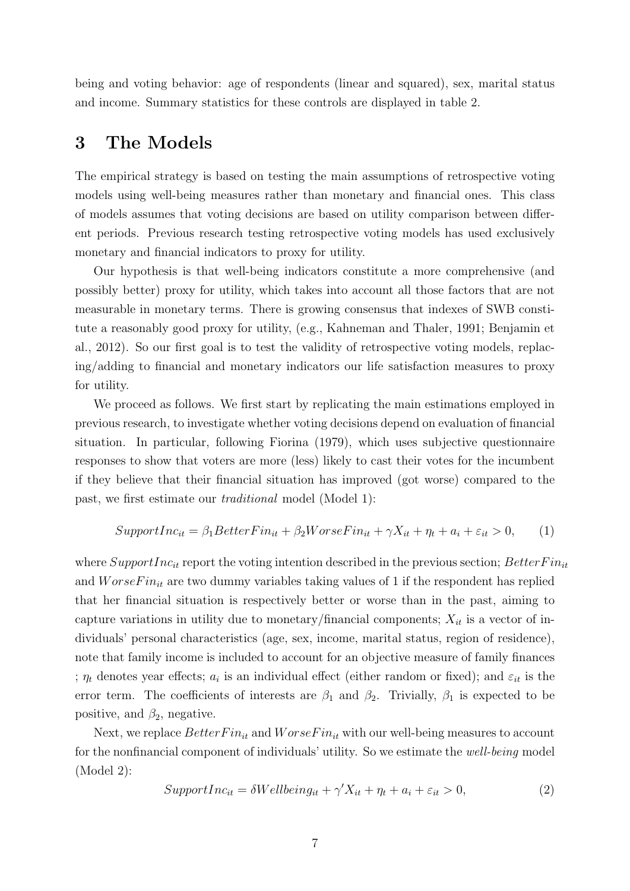being and voting behavior: age of respondents (linear and squared), sex, marital status and income. Summary statistics for these controls are displayed in table 2.

# 3 The Models

The empirical strategy is based on testing the main assumptions of retrospective voting models using well-being measures rather than monetary and financial ones. This class of models assumes that voting decisions are based on utility comparison between different periods. Previous research testing retrospective voting models has used exclusively monetary and financial indicators to proxy for utility.

Our hypothesis is that well-being indicators constitute a more comprehensive (and possibly better) proxy for utility, which takes into account all those factors that are not measurable in monetary terms. There is growing consensus that indexes of SWB constitute a reasonably good proxy for utility, (e.g., Kahneman and Thaler, 1991; Benjamin et al., 2012). So our first goal is to test the validity of retrospective voting models, replacing/adding to financial and monetary indicators our life satisfaction measures to proxy for utility.

We proceed as follows. We first start by replicating the main estimations employed in previous research, to investigate whether voting decisions depend on evaluation of financial situation. In particular, following Fiorina (1979), which uses subjective questionnaire responses to show that voters are more (less) likely to cast their votes for the incumbent if they believe that their financial situation has improved (got worse) compared to the past, we first estimate our *traditional* model (Model 1):

$$SupportInc_{it} = \beta_1 BetterFin_{it} + \beta_2 WorseFin_{it} + \gamma X_{it} + \eta_t + a_i + \varepsilon_{it} > 0, \qquad (1)$$

where $SupportInc_{it}$ report the voting intention described in the previous section; $BetterFin_{it}$ and $WorseFin_{it}$ are two dummy variables taking values of 1 if the respondent has replied that her financial situation is respectively better or worse than in the past, aiming to capture variations in utility due to monetary/financial components; $X_{it}$ is a vector of individuals' personal characteristics (age, sex, income, marital status, region of residence), note that family income is included to account for an objective measure of family finances ; $\eta_t$ denotes year effects; $a_i$ is an individual effect (either random or fixed); and $\varepsilon_{it}$ is the error term. The coefficients of interests are $\beta_1$ and $\beta_2$. Trivially, $\beta_1$ is expected to be positive, and $\beta_2$, negative.

Next, we replace $BetterFin_{it}$ and $WorseFin_{it}$ with our well-being measures to account for the nonfinancial component of individuals' utility. So we estimate the *well-being* model (Model 2):

$$SupportInc_{it} = \delta Wellbeing_{it} + \gamma' X_{it} + \eta_t + a_i + \varepsilon_{it} > 0, \qquad (2)$$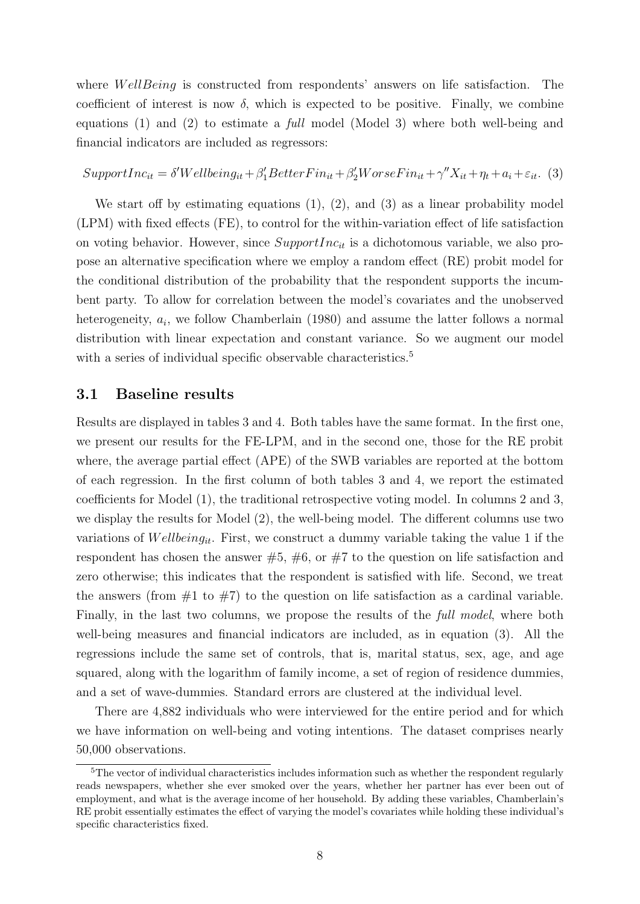where $WellBeing$ is constructed from respondents' answers on life satisfaction. The coefficient of interest is now $\delta$, which is expected to be positive. Finally, we combine equations (1) and (2) to estimate a *full* model (Model 3) where both well-being and financial indicators are included as regressors:

$$SupportInc_{it} = \delta' Wellbeing_{it} + \beta_1' BetterFin_{it} + \beta_2' WorseFin_{it} + \gamma'' X_{it} + \eta_t + a_i + \varepsilon_{it}. \quad (3)$$

We start off by estimating equations (1), (2), and (3) as a linear probability model (LPM) with fixed effects (FE), to control for the within-variation effect of life satisfaction on voting behavior. However, since $SupportInc_{it}$ is a dichotomous variable, we also propose an alternative specification where we employ a random effect (RE) probit model for the conditional distribution of the probability that the respondent supports the incumbent party. To allow for correlation between the model's covariates and the unobserved heterogeneity, $a_i$, we follow Chamberlain (1980) and assume the latter follows a normal distribution with linear expectation and constant variance. So we augment our model with a series of individual specific observable characteristics.[5]

## 3.1 Baseline results

Results are displayed in tables 3 and 4. Both tables have the same format. In the first one, we present our results for the FE-LPM, and in the second one, those for the RE probit where, the average partial effect (APE) of the SWB variables are reported at the bottom of each regression. In the first column of both tables 3 and 4, we report the estimated coefficients for Model (1), the traditional retrospective voting model. In columns 2 and 3, we display the results for Model (2), the well-being model. The different columns use two variations of $Wellbeing_{it}$. First, we construct a dummy variable taking the value 1 if the respondent has chosen the answer #5, #6, or #7 to the question on life satisfaction and zero otherwise; this indicates that the respondent is satisfied with life. Second, we treat the answers (from #1 to #7) to the question on life satisfaction as a cardinal variable. Finally, in the last two columns, we propose the results of the *full model*, where both well-being measures and financial indicators are included, as in equation (3). All the regressions include the same set of controls, that is, marital status, sex, age, and age squared, along with the logarithm of family income, a set of region of residence dummies, and a set of wave-dummies. Standard errors are clustered at the individual level.

There are 4,882 individuals who were interviewed for the entire period and for which we have information on well-being and voting intentions. The dataset comprises nearly 50,000 observations.

[5]The vector of individual characteristics includes information such as whether the respondent regularly reads newspapers, whether she ever smoked over the years, whether her partner has ever been out of employment, and what is the average income of her household. By adding these variables, Chamberlain's RE probit essentially estimates the effect of varying the model's covariates while holding these individual's specific characteristics fixed.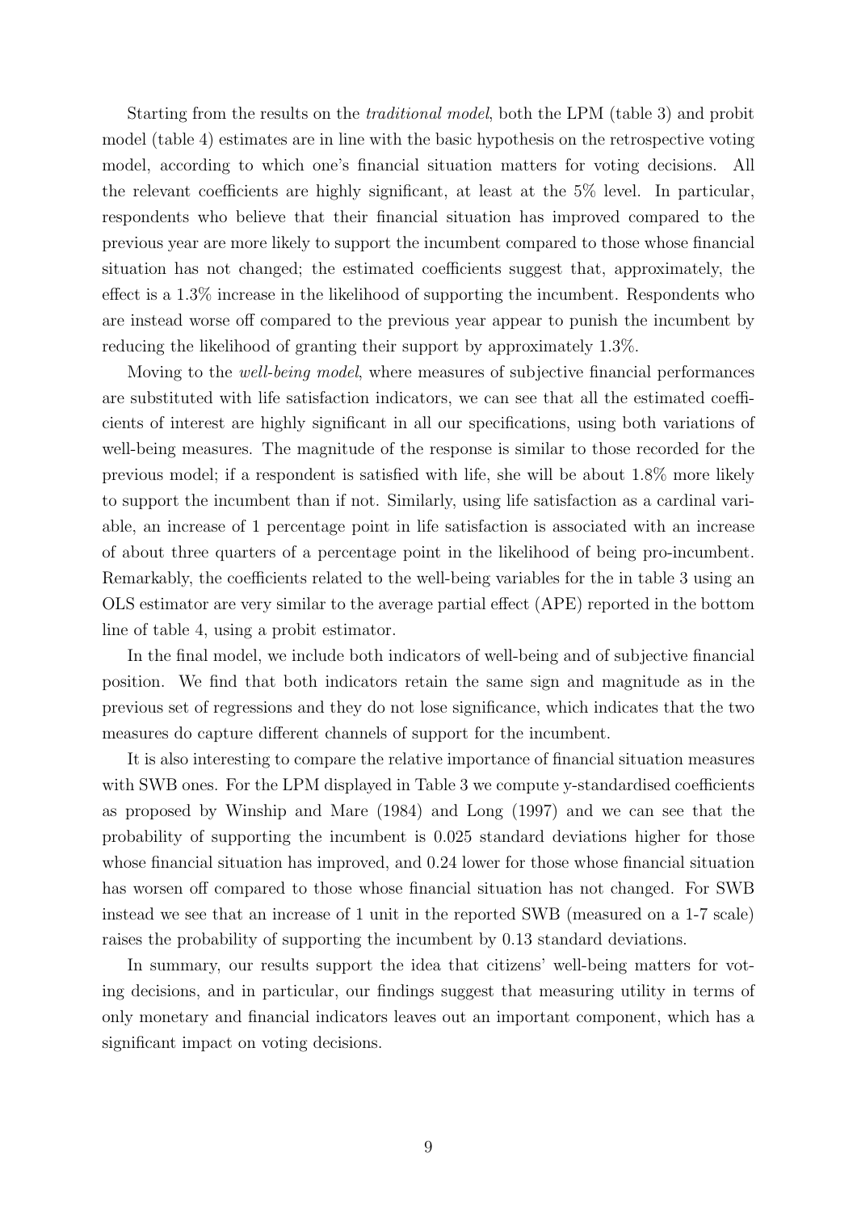Starting from the results on the *traditional model*, both the LPM (table 3) and probit model (table 4) estimates are in line with the basic hypothesis on the retrospective voting model, according to which one's financial situation matters for voting decisions. All the relevant coefficients are highly significant, at least at the 5% level. In particular, respondents who believe that their financial situation has improved compared to the previous year are more likely to support the incumbent compared to those whose financial situation has not changed; the estimated coefficients suggest that, approximately, the effect is a 1.3% increase in the likelihood of supporting the incumbent. Respondents who are instead worse off compared to the previous year appear to punish the incumbent by reducing the likelihood of granting their support by approximately 1.3%.

Moving to the *well-being model*, where measures of subjective financial performances are substituted with life satisfaction indicators, we can see that all the estimated coefficients of interest are highly significant in all our specifications, using both variations of well-being measures. The magnitude of the response is similar to those recorded for the previous model; if a respondent is satisfied with life, she will be about 1.8% more likely to support the incumbent than if not. Similarly, using life satisfaction as a cardinal variable, an increase of 1 percentage point in life satisfaction is associated with an increase of about three quarters of a percentage point in the likelihood of being pro-incumbent. Remarkably, the coefficients related to the well-being variables for the in table 3 using an OLS estimator are very similar to the average partial effect (APE) reported in the bottom line of table 4, using a probit estimator.

In the final model, we include both indicators of well-being and of subjective financial position. We find that both indicators retain the same sign and magnitude as in the previous set of regressions and they do not lose significance, which indicates that the two measures do capture different channels of support for the incumbent.

It is also interesting to compare the relative importance of financial situation measures with SWB ones. For the LPM displayed in Table 3 we compute y-standardised coefficients as proposed by Winship and Mare (1984) and Long (1997) and we can see that the probability of supporting the incumbent is 0.025 standard deviations higher for those whose financial situation has improved, and 0.24 lower for those whose financial situation has worsen off compared to those whose financial situation has not changed. For SWB instead we see that an increase of 1 unit in the reported SWB (measured on a 1-7 scale) raises the probability of supporting the incumbent by 0.13 standard deviations.

In summary, our results support the idea that citizens' well-being matters for voting decisions, and in particular, our findings suggest that measuring utility in terms of only monetary and financial indicators leaves out an important component, which has a significant impact on voting decisions.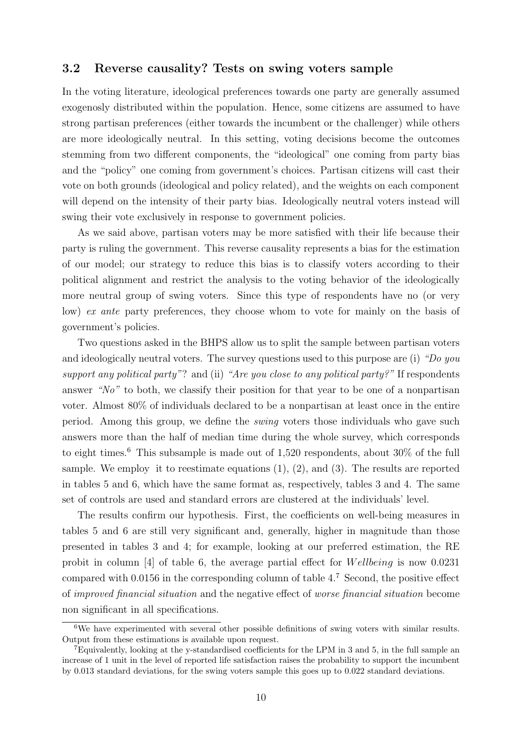### 3.2 Reverse causality? Tests on swing voters sample

In the voting literature, ideological preferences towards one party are generally assumed exogenosly distributed within the population. Hence, some citizens are assumed to have strong partisan preferences (either towards the incumbent or the challenger) while others are more ideologically neutral. In this setting, voting decisions become the outcomes stemming from two different components, the "ideological" one coming from party bias and the "policy" one coming from government's choices. Partisan citizens will cast their vote on both grounds (ideological and policy related), and the weights on each component will depend on the intensity of their party bias. Ideologically neutral voters instead will swing their vote exclusively in response to government policies.

As we said above, partisan voters may be more satisfied with their life because their party is ruling the government. This reverse causality represents a bias for the estimation of our model; our strategy to reduce this bias is to classify voters according to their political alignment and restrict the analysis to the voting behavior of the ideologically more neutral group of swing voters. Since this type of respondents have no (or very low) *ex ante* party preferences, they choose whom to vote for mainly on the basis of government's policies.

Two questions asked in the BHPS allow us to split the sample between partisan voters and ideologically neutral voters. The survey questions used to this purpose are (i) *"Do you support any political party"*? and (ii) *"Are you close to any political party?"* If respondents answer *"No"* to both, we classify their position for that year to be one of a nonpartisan voter. Almost 80% of individuals declared to be a nonpartisan at least once in the entire period. Among this group, we define the *swing* voters those individuals who gave such answers more than the half of median time during the whole survey, which corresponds to eight times.[6] This subsample is made out of 1,520 respondents, about 30% of the full sample. We employ it to reestimate equations (1), (2), and (3). The results are reported in tables 5 and 6, which have the same format as, respectively, tables 3 and 4. The same set of controls are used and standard errors are clustered at the individuals' level.

The results confirm our hypothesis. First, the coefficients on well-being measures in tables 5 and 6 are still very significant and, generally, higher in magnitude than those presented in tables 3 and 4; for example, looking at our preferred estimation, the RE probit in column [4] of table 6, the average partial effect for $Wellbeing$ is now 0.0231 compared with 0.0156 in the corresponding column of table 4.[7] Second, the positive effect of *improved financial situation* and the negative effect of *worse financial situation* become non significant in all specifications.

---

[6] We have experimented with several other possible definitions of swing voters with similar results. Output from these estimations is available upon request.

[7] Equivalently, looking at the y-standardised coefficients for the LPM in 3 and 5, in the full sample an increase of 1 unit in the level of reported life satisfaction raises the probability to support the incumbent by 0.013 standard deviations, for the swing voters sample this goes up to 0.022 standard deviations.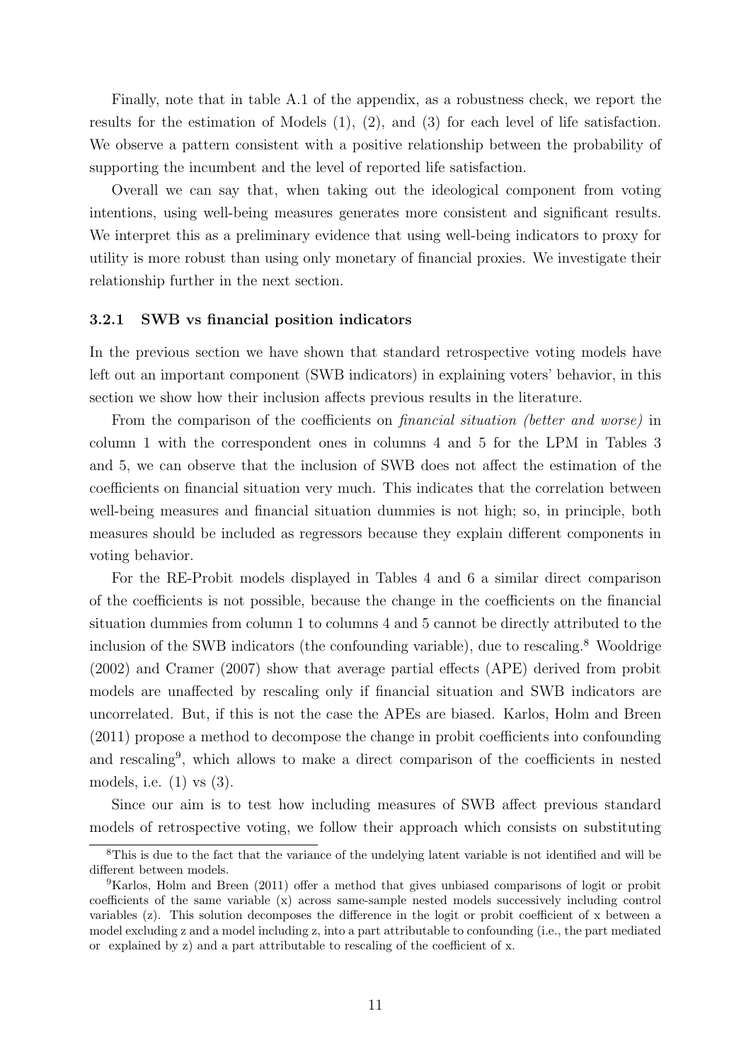Finally, note that in table A.1 of the appendix, as a robustness check, we report the results for the estimation of Models (1), (2), and (3) for each level of life satisfaction. We observe a pattern consistent with a positive relationship between the probability of supporting the incumbent and the level of reported life satisfaction.

Overall we can say that, when taking out the ideological component from voting intentions, using well-being measures generates more consistent and significant results. We interpret this as a preliminary evidence that using well-being indicators to proxy for utility is more robust than using only monetary of financial proxies. We investigate their relationship further in the next section.

### 3.2.1 SWB vs financial position indicators

In the previous section we have shown that standard retrospective voting models have left out an important component (SWB indicators) in explaining voters' behavior, in this section we show how their inclusion affects previous results in the literature.

From the comparison of the coefficients on *financial situation (better and worse)* in column 1 with the correspondent ones in columns 4 and 5 for the LPM in Tables 3 and 5, we can observe that the inclusion of SWB does not affect the estimation of the coefficients on financial situation very much. This indicates that the correlation between well-being measures and financial situation dummies is not high; so, in principle, both measures should be included as regressors because they explain different components in voting behavior.

For the RE-Probit models displayed in Tables 4 and 6 a similar direct comparison of the coefficients is not possible, because the change in the coefficients on the financial situation dummies from column 1 to columns 4 and 5 cannot be directly attributed to the inclusion of the SWB indicators (the confounding variable), due to rescaling.[8] Wooldrige (2002) and Cramer (2007) show that average partial effects (APE) derived from probit models are unaffected by rescaling only if financial situation and SWB indicators are uncorrelated. But, if this is not the case the APEs are biased. Karlos, Holm and Breen (2011) propose a method to decompose the change in probit coefficients into confounding and rescaling[9], which allows to make a direct comparison of the coefficients in nested models, i.e. (1) vs (3).

Since our aim is to test how including measures of SWB affect previous standard models of retrospective voting, we follow their approach which consists on substituting

[8] This is due to the fact that the variance of the undelying latent variable is not identified and will be different between models.

[9] Karlos, Holm and Breen (2011) offer a method that gives unbiased comparisons of logit or probit coefficients of the same variable (x) across same-sample nested models successively including control variables (z). This solution decomposes the difference in the logit or probit coefficient of x between a model excluding z and a model including z, into a part attributable to confounding (i.e., the part mediated or explained by z) and a part attributable to rescaling of the coefficient of x.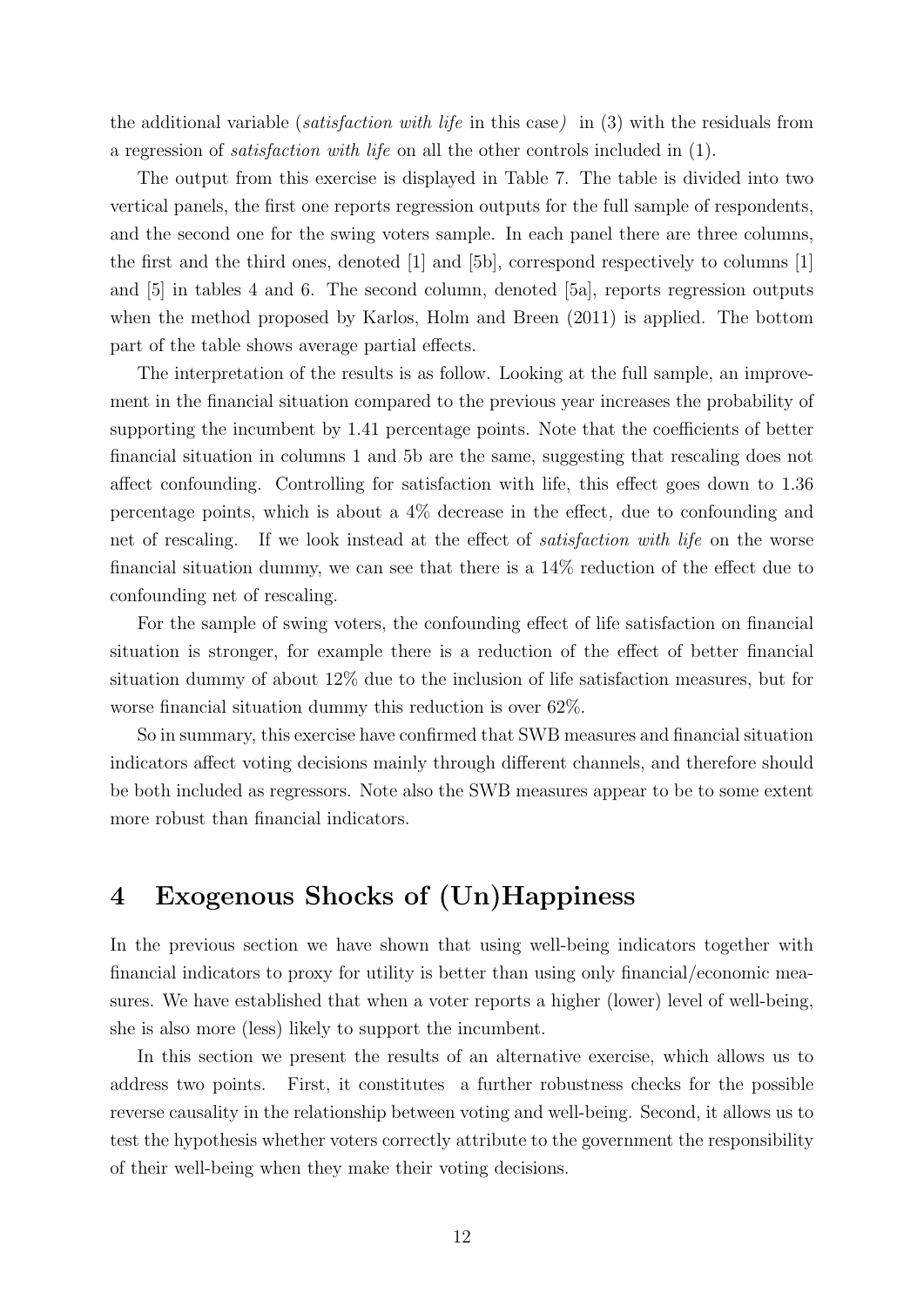the additional variable (*satisfaction with life* in this case) in (3) with the residuals from a regression of *satisfaction with life* on all the other controls included in (1).

The output from this exercise is displayed in Table 7. The table is divided into two vertical panels, the first one reports regression outputs for the full sample of respondents, and the second one for the swing voters sample. In each panel there are three columns, the first and the third ones, denoted [1] and [5b], correspond respectively to columns [1] and [5] in tables 4 and 6. The second column, denoted [5a], reports regression outputs when the method proposed by Karlos, Holm and Breen (2011) is applied. The bottom part of the table shows average partial effects.

The interpretation of the results is as follow. Looking at the full sample, an improvement in the financial situation compared to the previous year increases the probability of supporting the incumbent by 1.41 percentage points. Note that the coefficients of better financial situation in columns 1 and 5b are the same, suggesting that rescaling does not affect confounding. Controlling for satisfaction with life, this effect goes down to 1.36 percentage points, which is about a 4% decrease in the effect, due to confounding and net of rescaling. If we look instead at the effect of *satisfaction with life* on the worse financial situation dummy, we can see that there is a 14% reduction of the effect due to confounding net of rescaling.

For the sample of swing voters, the confounding effect of life satisfaction on financial situation is stronger, for example there is a reduction of the effect of better financial situation dummy of about 12% due to the inclusion of life satisfaction measures, but for worse financial situation dummy this reduction is over 62%.

So in summary, this exercise have confirmed that SWB measures and financial situation indicators affect voting decisions mainly through different channels, and therefore should be both included as regressors. Note also the SWB measures appear to be to some extent more robust than financial indicators.

# 4 Exogenous Shocks of (Un)Happiness

In the previous section we have shown that using well-being indicators together with financial indicators to proxy for utility is better than using only financial/economic measures. We have established that when a voter reports a higher (lower) level of well-being, she is also more (less) likely to support the incumbent.

In this section we present the results of an alternative exercise, which allows us to address two points. First, it constitutes a further robustness checks for the possible reverse causality in the relationship between voting and well-being. Second, it allows us to test the hypothesis whether voters correctly attribute to the government the responsibility of their well-being when they make their voting decisions.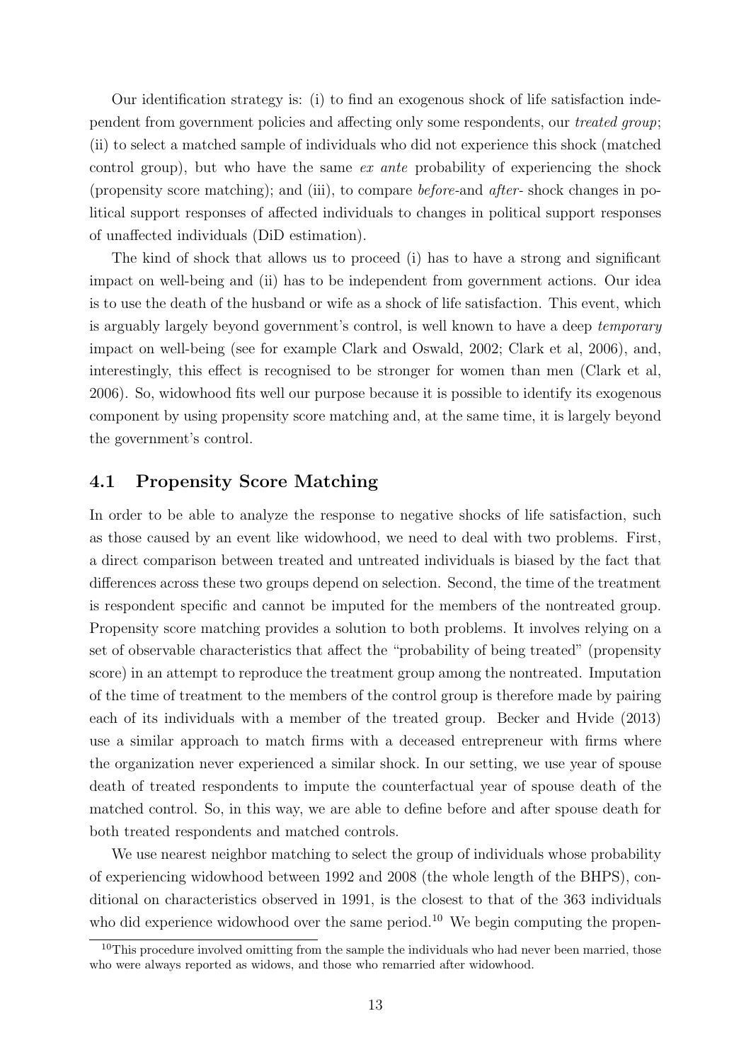Our identification strategy is: (i) to find an exogenous shock of life satisfaction independent from government policies and affecting only some respondents, our *treated group*; (ii) to select a matched sample of individuals who did not experience this shock (matched control group), but who have the same *ex ante* probability of experiencing the shock (propensity score matching); and (iii), to compare *before*-and *after*- shock changes in political support responses of affected individuals to changes in political support responses of unaffected individuals (DiD estimation).

The kind of shock that allows us to proceed (i) has to have a strong and significant impact on well-being and (ii) has to be independent from government actions. Our idea is to use the death of the husband or wife as a shock of life satisfaction. This event, which is arguably largely beyond government's control, is well known to have a deep *temporary* impact on well-being (see for example Clark and Oswald, 2002; Clark et al, 2006), and, interestingly, this effect is recognised to be stronger for women than men (Clark et al, 2006). So, widowhood fits well our purpose because it is possible to identify its exogenous component by using propensity score matching and, at the same time, it is largely beyond the government's control.

## 4.1 Propensity Score Matching

In order to be able to analyze the response to negative shocks of life satisfaction, such as those caused by an event like widowhood, we need to deal with two problems. First, a direct comparison between treated and untreated individuals is biased by the fact that differences across these two groups depend on selection. Second, the time of the treatment is respondent specific and cannot be imputed for the members of the nontreated group. Propensity score matching provides a solution to both problems. It involves relying on a set of observable characteristics that affect the "probability of being treated" (propensity score) in an attempt to reproduce the treatment group among the nontreated. Imputation of the time of treatment to the members of the control group is therefore made by pairing each of its individuals with a member of the treated group. Becker and Hvide (2013) use a similar approach to match firms with a deceased entrepreneur with firms where the organization never experienced a similar shock. In our setting, we use year of spouse death of treated respondents to impute the counterfactual year of spouse death of the matched control. So, in this way, we are able to define before and after spouse death for both treated respondents and matched controls.

We use nearest neighbor matching to select the group of individuals whose probability of experiencing widowhood between 1992 and 2008 (the whole length of the BHPS), conditional on characteristics observed in 1991, is the closest to that of the 363 individuals who did experience widowhood over the same period.[10] We begin computing the propen-

[10] This procedure involved omitting from the sample the individuals who had never been married, those who were always reported as widows, and those who remarried after widowhood.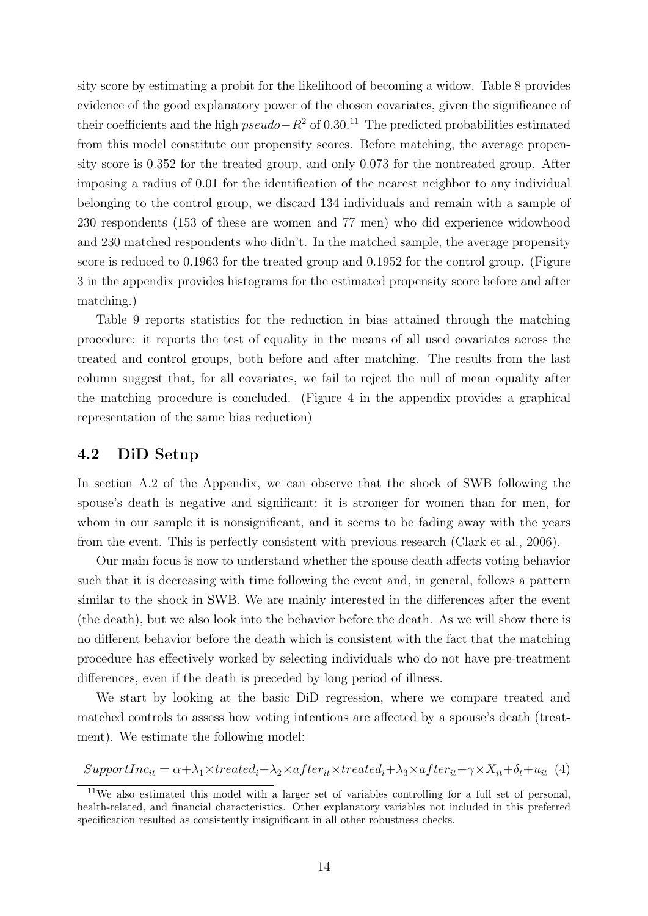sity score by estimating a probit for the likelihood of becoming a widow. Table 8 provides evidence of the good explanatory power of the chosen covariates, given the significance of their coefficients and the high $pseudo-R^2$ of 0.30.[11] The predicted probabilities estimated from this model constitute our propensity scores. Before matching, the average propensity score is 0.352 for the treated group, and only 0.073 for the nontreated group. After imposing a radius of 0.01 for the identification of the nearest neighbor to any individual belonging to the control group, we discard 134 individuals and remain with a sample of 230 respondents (153 of these are women and 77 men) who did experience widowhood and 230 matched respondents who didn't. In the matched sample, the average propensity score is reduced to 0.1963 for the treated group and 0.1952 for the control group. (Figure 3 in the appendix provides histograms for the estimated propensity score before and after matching.)

Table 9 reports statistics for the reduction in bias attained through the matching procedure: it reports the test of equality in the means of all used covariates across the treated and control groups, both before and after matching. The results from the last column suggest that, for all covariates, we fail to reject the null of mean equality after the matching procedure is concluded. (Figure 4 in the appendix provides a graphical representation of the same bias reduction)

## 4.2 DiD Setup

In section A.2 of the Appendix, we can observe that the shock of SWB following the spouse's death is negative and significant; it is stronger for women than for men, for whom in our sample it is nonsignificant, and it seems to be fading away with the years from the event. This is perfectly consistent with previous research (Clark et al., 2006).

Our main focus is now to understand whether the spouse death affects voting behavior such that it is decreasing with time following the event and, in general, follows a pattern similar to the shock in SWB. We are mainly interested in the differences after the event (the death), but we also look into the behavior before the death. As we will show there is no different behavior before the death which is consistent with the fact that the matching procedure has effectively worked by selecting individuals who do not have pre-treatment differences, even if the death is preceded by long period of illness.

We start by looking at the basic DiD regression, where we compare treated and matched controls to assess how voting intentions are affected by a spouse's death (treatment). We estimate the following model:

$$SupportInc_{it} = \alpha + \lambda_1 \times treated_i + \lambda_2 \times after_{it} \times treated_i + \lambda_3 \times after_{it} + \gamma \times X_{it} + \delta_t + u_{it} \quad (4)$$

[11] We also estimated this model with a larger set of variables controlling for a full set of personal, health-related, and financial characteristics. Other explanatory variables not included in this preferred specification resulted as consistently insignificant in all other robustness checks.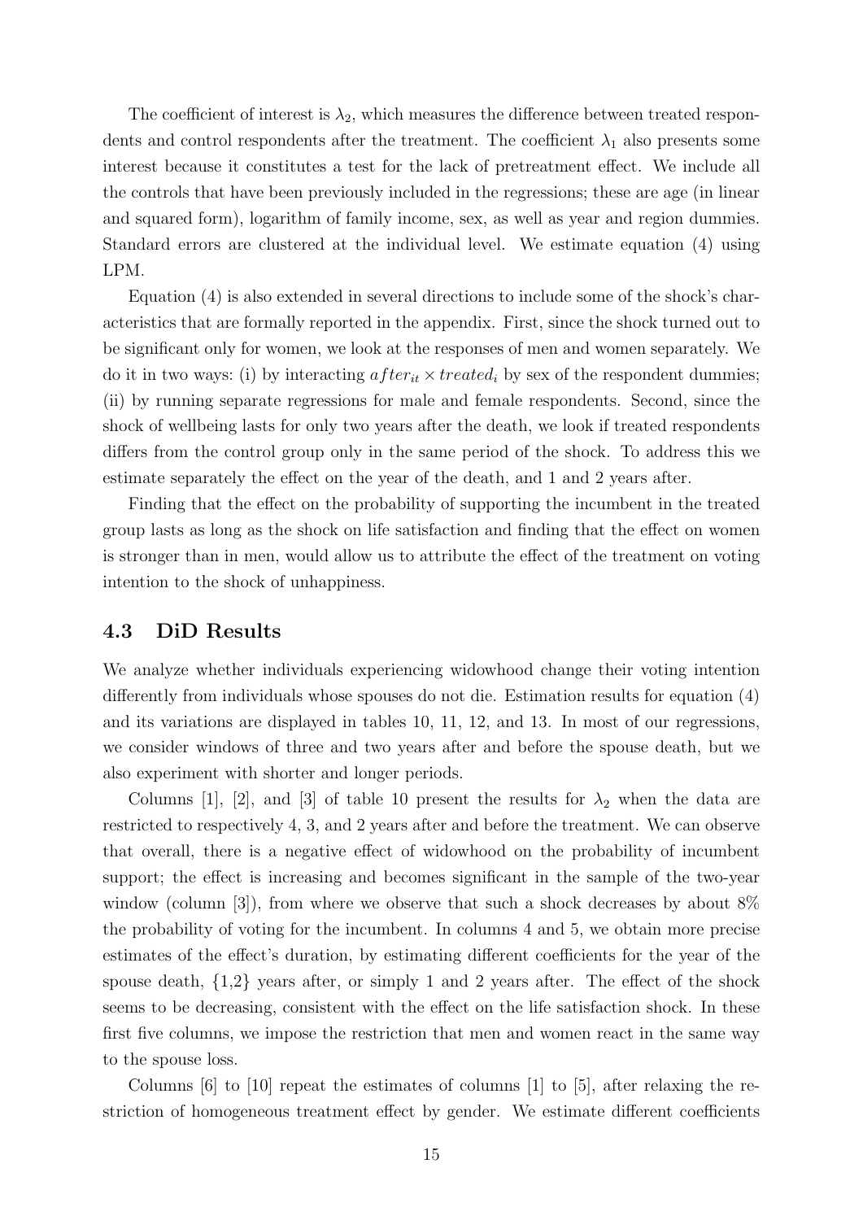The coefficient of interest is $\lambda_2$, which measures the difference between treated respondents and control respondents after the treatment. The coefficient $\lambda_1$ also presents some interest because it constitutes a test for the lack of pretreatment effect. We include all the controls that have been previously included in the regressions; these are age (in linear and squared form), logarithm of family income, sex, as well as year and region dummies. Standard errors are clustered at the individual level. We estimate equation (4) using LPM.

Equation (4) is also extended in several directions to include some of the shock's characteristics that are formally reported in the appendix. First, since the shock turned out to be significant only for women, we look at the responses of men and women separately. We do it in two ways: (i) by interacting $after_{it} \times treated_i$ by sex of the respondent dummies; (ii) by running separate regressions for male and female respondents. Second, since the shock of wellbeing lasts for only two years after the death, we look if treated respondents differs from the control group only in the same period of the shock. To address this we estimate separately the effect on the year of the death, and 1 and 2 years after.

Finding that the effect on the probability of supporting the incumbent in the treated group lasts as long as the shock on life satisfaction and finding that the effect on women is stronger than in men, would allow us to attribute the effect of the treatment on voting intention to the shock of unhappiness.

### 4.3 DiD Results

We analyze whether individuals experiencing widowhood change their voting intention differently from individuals whose spouses do not die. Estimation results for equation (4) and its variations are displayed in tables 10, 11, 12, and 13. In most of our regressions, we consider windows of three and two years after and before the spouse death, but we also experiment with shorter and longer periods.

Columns [1], [2], and [3] of table 10 present the results for $\lambda_2$ when the data are restricted to respectively 4, 3, and 2 years after and before the treatment. We can observe that overall, there is a negative effect of widowhood on the probability of incumbent support; the effect is increasing and becomes significant in the sample of the two-year window (column [3]), from where we observe that such a shock decreases by about 8% the probability of voting for the incumbent. In columns 4 and 5, we obtain more precise estimates of the effect's duration, by estimating different coefficients for the year of the spouse death, {1,2} years after, or simply 1 and 2 years after. The effect of the shock seems to be decreasing, consistent with the effect on the life satisfaction shock. In these first five columns, we impose the restriction that men and women react in the same way to the spouse loss.

Columns [6] to [10] repeat the estimates of columns [1] to [5], after relaxing the restriction of homogeneous treatment effect by gender. We estimate different coefficients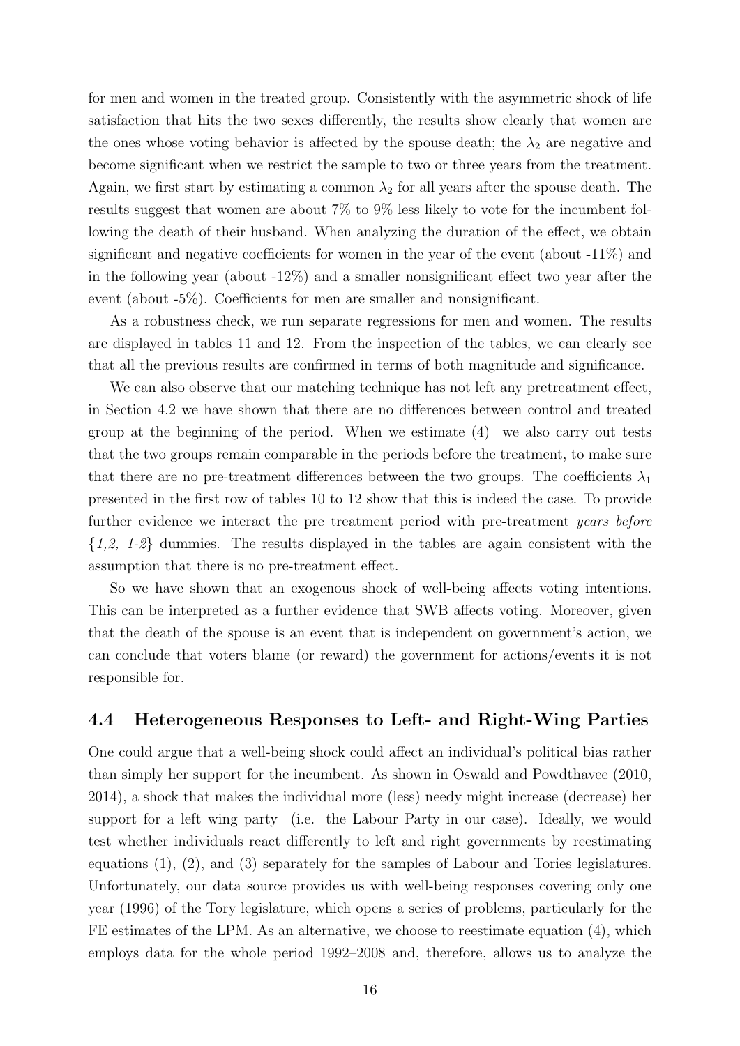for men and women in the treated group. Consistently with the asymmetric shock of life satisfaction that hits the two sexes differently, the results show clearly that women are the ones whose voting behavior is affected by the spouse death; the $\lambda_2$ are negative and become significant when we restrict the sample to two or three years from the treatment. Again, we first start by estimating a common $\lambda_2$ for all years after the spouse death. The results suggest that women are about 7% to 9% less likely to vote for the incumbent following the death of their husband. When analyzing the duration of the effect, we obtain significant and negative coefficients for women in the year of the event (about -11%) and in the following year (about -12%) and a smaller nonsignificant effect two year after the event (about -5%). Coefficients for men are smaller and nonsignificant.

As a robustness check, we run separate regressions for men and women. The results are displayed in tables 11 and 12. From the inspection of the tables, we can clearly see that all the previous results are confirmed in terms of both magnitude and significance.

We can also observe that our matching technique has not left any pretreatment effect, in Section 4.2 we have shown that there are no differences between control and treated group at the beginning of the period. When we estimate (4) we also carry out tests that the two groups remain comparable in the periods before the treatment, to make sure that there are no pre-treatment differences between the two groups. The coefficients $\lambda_1$ presented in the first row of tables 10 to 12 show that this is indeed the case. To provide further evidence we interact the pre treatment period with pre-treatment *years before* $\{1,2,\ 1\text{-}2\}$ dummies. The results displayed in the tables are again consistent with the assumption that there is no pre-treatment effect.

So we have shown that an exogenous shock of well-being affects voting intentions. This can be interpreted as a further evidence that SWB affects voting. Moreover, given that the death of the spouse is an event that is independent on government's action, we can conclude that voters blame (or reward) the government for actions/events it is not responsible for.

### 4.4 Heterogeneous Responses to Left- and Right-Wing Parties

One could argue that a well-being shock could affect an individual's political bias rather than simply her support for the incumbent. As shown in Oswald and Powdthavee (2010, 2014), a shock that makes the individual more (less) needy might increase (decrease) her support for a left wing party (i.e. the Labour Party in our case). Ideally, we would test whether individuals react differently to left and right governments by reestimating equations (1), (2), and (3) separately for the samples of Labour and Tories legislatures. Unfortunately, our data source provides us with well-being responses covering only one year (1996) of the Tory legislature, which opens a series of problems, particularly for the FE estimates of the LPM. As an alternative, we choose to reestimate equation (4), which employs data for the whole period 1992–2008 and, therefore, allows us to analyze the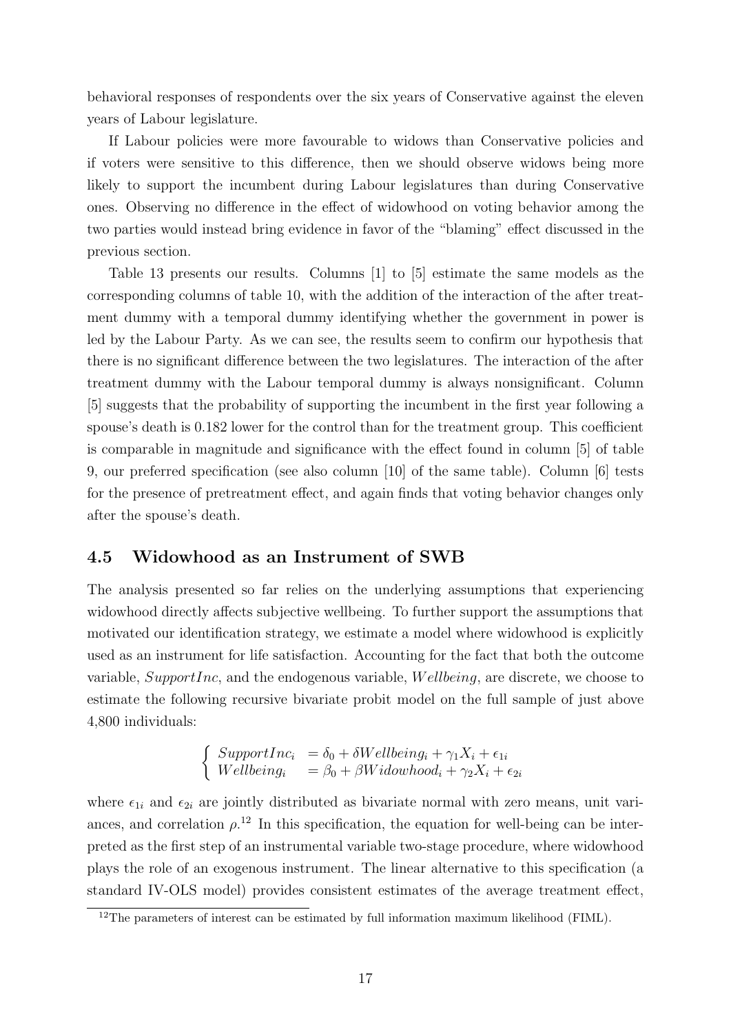behavioral responses of respondents over the six years of Conservative against the eleven years of Labour legislature.

If Labour policies were more favourable to widows than Conservative policies and if voters were sensitive to this difference, then we should observe widows being more likely to support the incumbent during Labour legislatures than during Conservative ones. Observing no difference in the effect of widowhood on voting behavior among the two parties would instead bring evidence in favor of the "blaming" effect discussed in the previous section.

Table 13 presents our results. Columns [1] to [5] estimate the same models as the corresponding columns of table 10, with the addition of the interaction of the after treatment dummy with a temporal dummy identifying whether the government in power is led by the Labour Party. As we can see, the results seem to confirm our hypothesis that there is no significant difference between the two legislatures. The interaction of the after treatment dummy with the Labour temporal dummy is always nonsignificant. Column [5] suggests that the probability of supporting the incumbent in the first year following a spouse's death is 0.182 lower for the control than for the treatment group. This coefficient is comparable in magnitude and significance with the effect found in column [5] of table 9, our preferred specification (see also column [10] of the same table). Column [6] tests for the presence of pretreatment effect, and again finds that voting behavior changes only after the spouse's death.

## 4.5 Widowhood as an Instrument of SWB

The analysis presented so far relies on the underlying assumptions that experiencing widowhood directly affects subjective wellbeing. To further support the assumptions that motivated our identification strategy, we estimate a model where widowhood is explicitly used as an instrument for life satisfaction. Accounting for the fact that both the outcome variable, $SupportInc$, and the endogenous variable, $Wellbeing$, are discrete, we choose to estimate the following recursive bivariate probit model on the full sample of just above 4,800 individuals:

$$\begin{cases} SupportInc_i &= \delta_0 + \delta Wellbeing_i + \gamma_1 X_i + \epsilon_{1i} \\ Wellbeing_i &= \beta_0 + \beta Widowhood_i + \gamma_2 X_i + \epsilon_{2i} \end{cases}$$

where $\epsilon_{1i}$ and $\epsilon_{2i}$ are jointly distributed as bivariate normal with zero means, unit variances, and correlation $\rho$.[12] In this specification, the equation for well-being can be interpreted as the first step of an instrumental variable two-stage procedure, where widowhood plays the role of an exogenous instrument. The linear alternative to this specification (a standard IV-OLS model) provides consistent estimates of the average treatment effect,

[12]The parameters of interest can be estimated by full information maximum likelihood (FIML).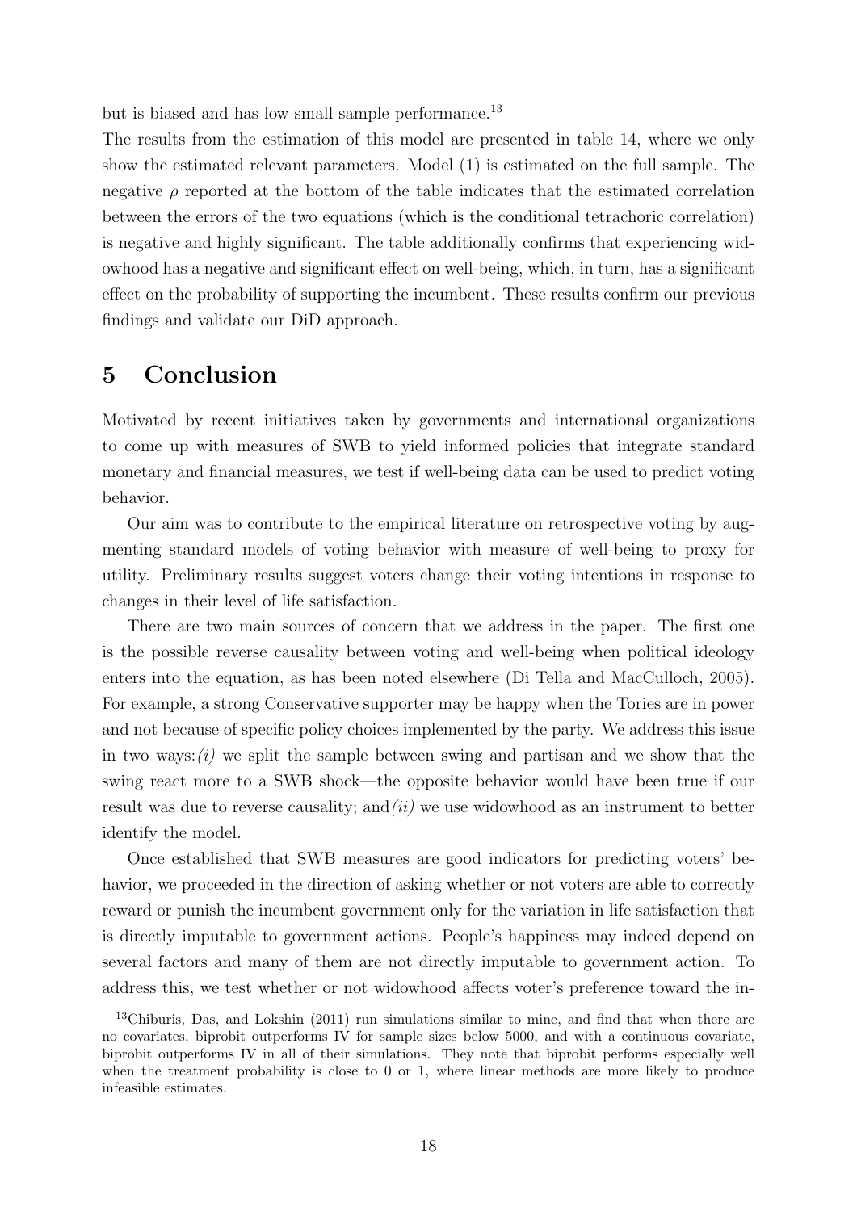but is biased and has low small sample performance.[13]

The results from the estimation of this model are presented in table 14, where we only show the estimated relevant parameters. Model (1) is estimated on the full sample. The negative $\rho$ reported at the bottom of the table indicates that the estimated correlation between the errors of the two equations (which is the conditional tetrachoric correlation) is negative and highly significant. The table additionally confirms that experiencing widowhood has a negative and significant effect on well-being, which, in turn, has a significant effect on the probability of supporting the incumbent. These results confirm our previous findings and validate our DiD approach.

# 5 Conclusion

Motivated by recent initiatives taken by governments and international organizations to come up with measures of SWB to yield informed policies that integrate standard monetary and financial measures, we test if well-being data can be used to predict voting behavior.

Our aim was to contribute to the empirical literature on retrospective voting by augmenting standard models of voting behavior with measure of well-being to proxy for utility. Preliminary results suggest voters change their voting intentions in response to changes in their level of life satisfaction.

There are two main sources of concern that we address in the paper. The first one is the possible reverse causality between voting and well-being when political ideology enters into the equation, as has been noted elsewhere (Di Tella and MacCulloch, 2005). For example, a strong Conservative supporter may be happy when the Tories are in power and not because of specific policy choices implemented by the party. We address this issue in two ways: *(i)* we split the sample between swing and partisan and we show that the swing react more to a SWB shock—the opposite behavior would have been true if our result was due to reverse causality; and *(ii)* we use widowhood as an instrument to better identify the model.

Once established that SWB measures are good indicators for predicting voters' behavior, we proceeded in the direction of asking whether or not voters are able to correctly reward or punish the incumbent government only for the variation in life satisfaction that is directly imputable to government actions. People's happiness may indeed depend on several factors and many of them are not directly imputable to government action. To address this, we test whether or not widowhood affects voter's preference toward the in-

[13] Chiburis, Das, and Lokshin (2011) run simulations similar to mine, and find that when there are no covariates, biprobit outperforms IV for sample sizes below 5000, and with a continuous covariate, biprobit outperforms IV in all of their simulations. They note that biprobit performs especially well when the treatment probability is close to 0 or 1, where linear methods are more likely to produce infeasible estimates.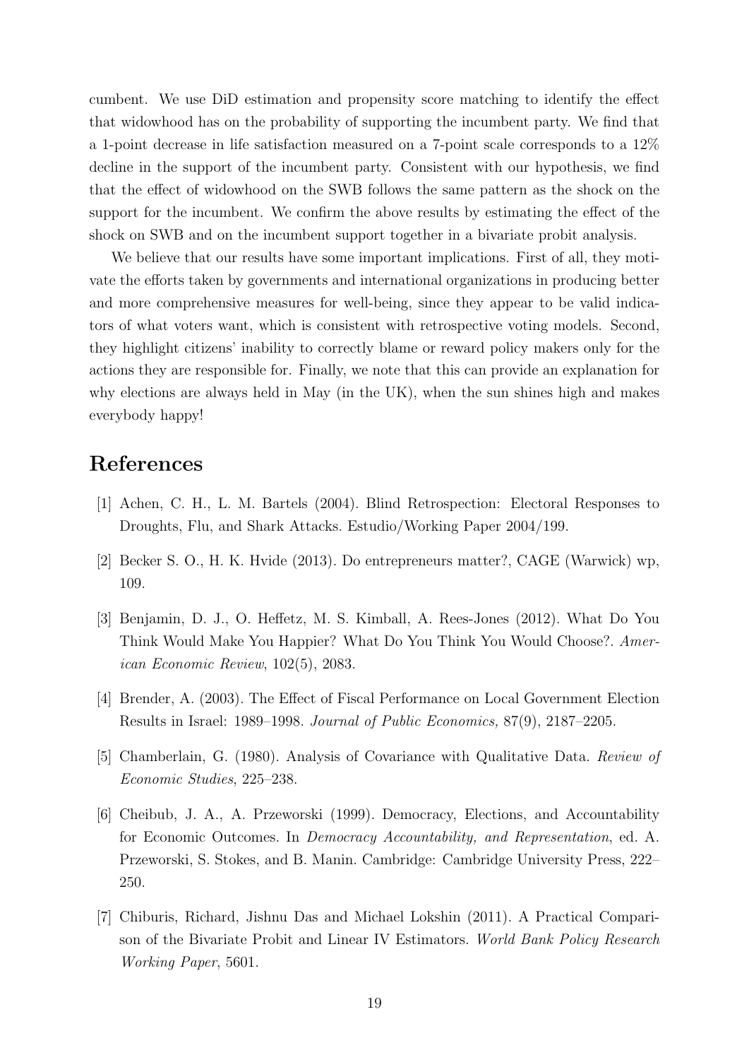cumbent. We use DiD estimation and propensity score matching to identify the effect that widowhood has on the probability of supporting the incumbent party. We find that a 1-point decrease in life satisfaction measured on a 7-point scale corresponds to a 12% decline in the support of the incumbent party. Consistent with our hypothesis, we find that the effect of widowhood on the SWB follows the same pattern as the shock on the support for the incumbent. We confirm the above results by estimating the effect of the shock on SWB and on the incumbent support together in a bivariate probit analysis.

We believe that our results have some important implications. First of all, they motivate the efforts taken by governments and international organizations in producing better and more comprehensive measures for well-being, since they appear to be valid indicators of what voters want, which is consistent with retrospective voting models. Second, they highlight citizens' inability to correctly blame or reward policy makers only for the actions they are responsible for. Finally, we note that this can provide an explanation for why elections are always held in May (in the UK), when the sun shines high and makes everybody happy!

# References

[1] Achen, C. H., L. M. Bartels (2004). Blind Retrospection: Electoral Responses to Droughts, Flu, and Shark Attacks. Estudio/Working Paper 2004/199.

[2] Becker S. O., H. K. Hvide (2013). Do entrepreneurs matter?, CAGE (Warwick) wp, 109.

[3] Benjamin, D. J., O. Heffetz, M. S. Kimball, A. Rees-Jones (2012). What Do You Think Would Make You Happier? What Do You Think You Would Choose?. *American Economic Review*, 102(5), 2083.

[4] Brender, A. (2003). The Effect of Fiscal Performance on Local Government Election Results in Israel: 1989–1998. *Journal of Public Economics,* 87(9), 2187–2205.

[5] Chamberlain, G. (1980). Analysis of Covariance with Qualitative Data. *Review of Economic Studies*, 225–238.

[6] Cheibub, J. A., A. Przeworski (1999). Democracy, Elections, and Accountability for Economic Outcomes. In *Democracy Accountability, and Representation*, ed. A. Przeworski, S. Stokes, and B. Manin. Cambridge: Cambridge University Press, 222–250.

[7] Chiburis, Richard, Jishnu Das and Michael Lokshin (2011). A Practical Comparison of the Bivariate Probit and Linear IV Estimators. *World Bank Policy Research Working Paper*, 5601.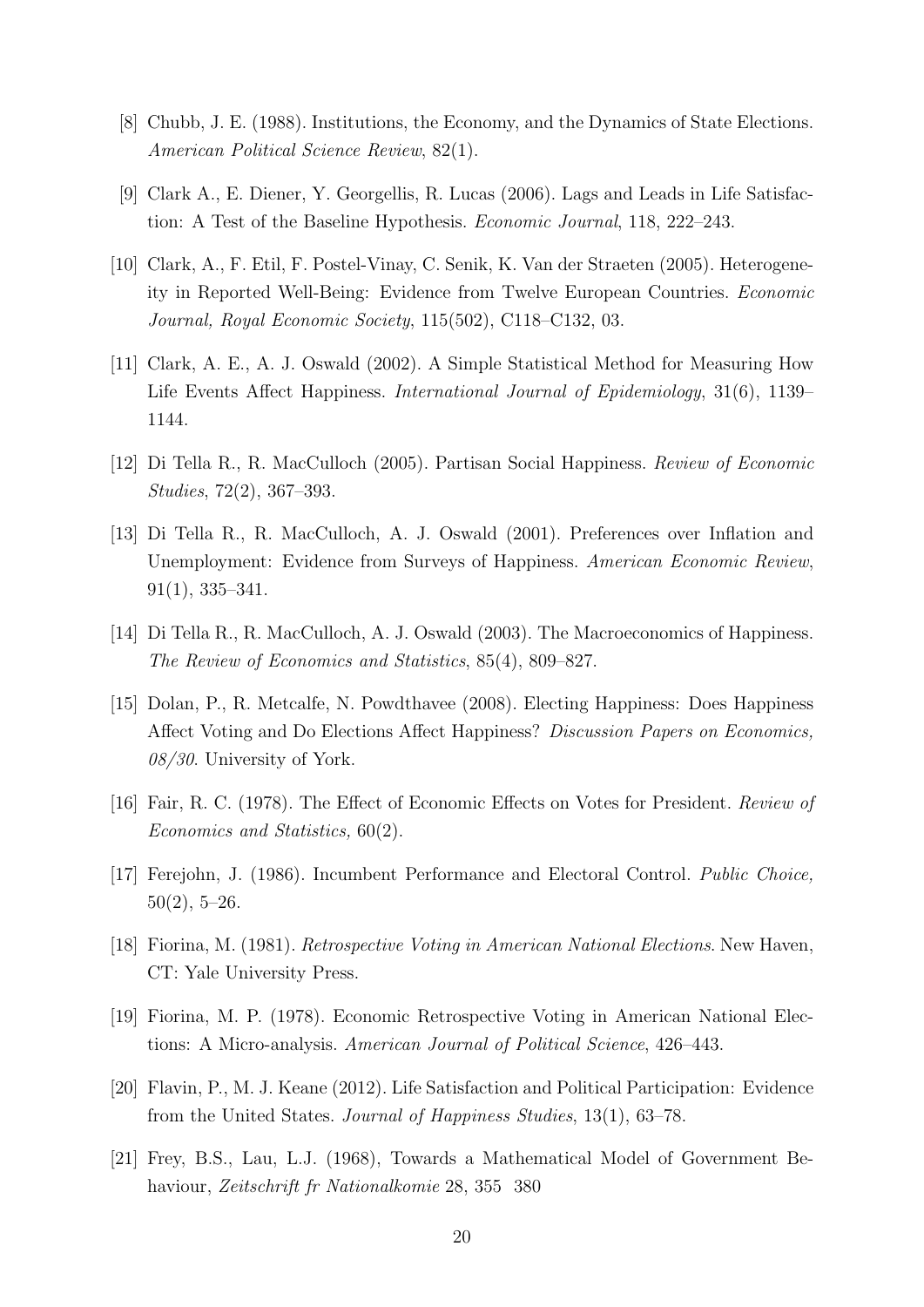[8] Chubb, J. E. (1988). Institutions, the Economy, and the Dynamics of State Elections. *American Political Science Review*, 82(1).

[9] Clark A., E. Diener, Y. Georgellis, R. Lucas (2006). Lags and Leads in Life Satisfaction: A Test of the Baseline Hypothesis. *Economic Journal*, 118, 222–243.

[10] Clark, A., F. Etil, F. Postel-Vinay, C. Senik, K. Van der Straeten (2005). Heterogeneity in Reported Well-Being: Evidence from Twelve European Countries. *Economic Journal, Royal Economic Society*, 115(502), C118–C132, 03.

[11] Clark, A. E., A. J. Oswald (2002). A Simple Statistical Method for Measuring How Life Events Affect Happiness. *International Journal of Epidemiology*, 31(6), 1139–1144.

[12] Di Tella R., R. MacCulloch (2005). Partisan Social Happiness. *Review of Economic Studies*, 72(2), 367–393.

[13] Di Tella R., R. MacCulloch, A. J. Oswald (2001). Preferences over Inflation and Unemployment: Evidence from Surveys of Happiness. *American Economic Review*, 91(1), 335–341.

[14] Di Tella R., R. MacCulloch, A. J. Oswald (2003). The Macroeconomics of Happiness. *The Review of Economics and Statistics*, 85(4), 809–827.

[15] Dolan, P., R. Metcalfe, N. Powdthavee (2008). Electing Happiness: Does Happiness Affect Voting and Do Elections Affect Happiness? *Discussion Papers on Economics, 08/30*. University of York.

[16] Fair, R. C. (1978). The Effect of Economic Effects on Votes for President. *Review of Economics and Statistics,* 60(2).

[17] Ferejohn, J. (1986). Incumbent Performance and Electoral Control. *Public Choice,* 50(2), 5–26.

[18] Fiorina, M. (1981). *Retrospective Voting in American National Elections*. New Haven, CT: Yale University Press.

[19] Fiorina, M. P. (1978). Economic Retrospective Voting in American National Elections: A Micro-analysis. *American Journal of Political Science*, 426–443.

[20] Flavin, P., M. J. Keane (2012). Life Satisfaction and Political Participation: Evidence from the United States. *Journal of Happiness Studies*, 13(1), 63–78.

[21] Frey, B.S., Lau, L.J. (1968), Towards a Mathematical Model of Government Behaviour, *Zeitschrift fr Nationalkomie* 28, 355 380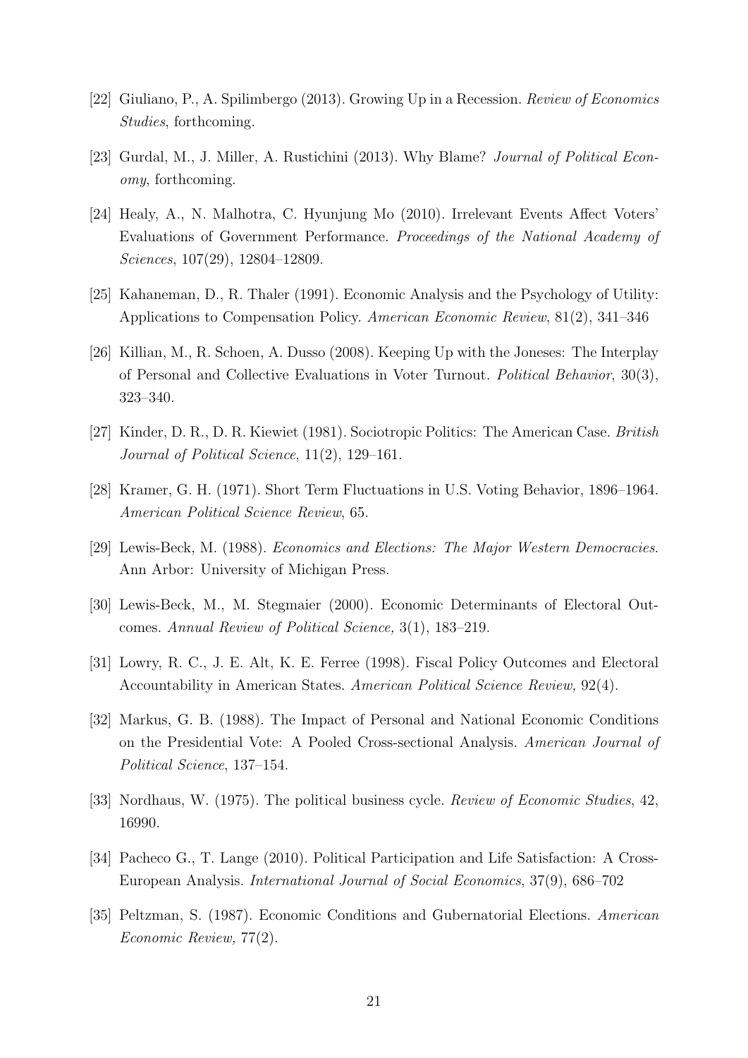[22] Giuliano, P., A. Spilimbergo (2013). Growing Up in a Recession. *Review of Economics Studies*, forthcoming.

[23] Gurdal, M., J. Miller, A. Rustichini (2013). Why Blame? *Journal of Political Economy*, forthcoming.

[24] Healy, A., N. Malhotra, C. Hyunjung Mo (2010). Irrelevant Events Affect Voters' Evaluations of Government Performance. *Proceedings of the National Academy of Sciences*, 107(29), 12804–12809.

[25] Kahaneman, D., R. Thaler (1991). Economic Analysis and the Psychology of Utility: Applications to Compensation Policy. *American Economic Review*, 81(2), 341–346

[26] Killian, M., R. Schoen, A. Dusso (2008). Keeping Up with the Joneses: The Interplay of Personal and Collective Evaluations in Voter Turnout. *Political Behavior*, 30(3), 323–340.

[27] Kinder, D. R., D. R. Kiewiet (1981). Sociotropic Politics: The American Case. *British Journal of Political Science*, 11(2), 129–161.

[28] Kramer, G. H. (1971). Short Term Fluctuations in U.S. Voting Behavior, 1896–1964. *American Political Science Review*, 65.

[29] Lewis-Beck, M. (1988). *Economics and Elections: The Major Western Democracies*. Ann Arbor: University of Michigan Press.

[30] Lewis-Beck, M., M. Stegmaier (2000). Economic Determinants of Electoral Outcomes. *Annual Review of Political Science,* 3(1), 183–219.

[31] Lowry, R. C., J. E. Alt, K. E. Ferree (1998). Fiscal Policy Outcomes and Electoral Accountability in American States. *American Political Science Review,* 92(4).

[32] Markus, G. B. (1988). The Impact of Personal and National Economic Conditions on the Presidential Vote: A Pooled Cross-sectional Analysis. *American Journal of Political Science*, 137–154.

[33] Nordhaus, W. (1975). The political business cycle. *Review of Economic Studies*, 42, 16990.

[34] Pacheco G., T. Lange (2010). Political Participation and Life Satisfaction: A Cross-European Analysis. *International Journal of Social Economics*, 37(9), 686–702

[35] Peltzman, S. (1987). Economic Conditions and Gubernatorial Elections. *American Economic Review,* 77(2).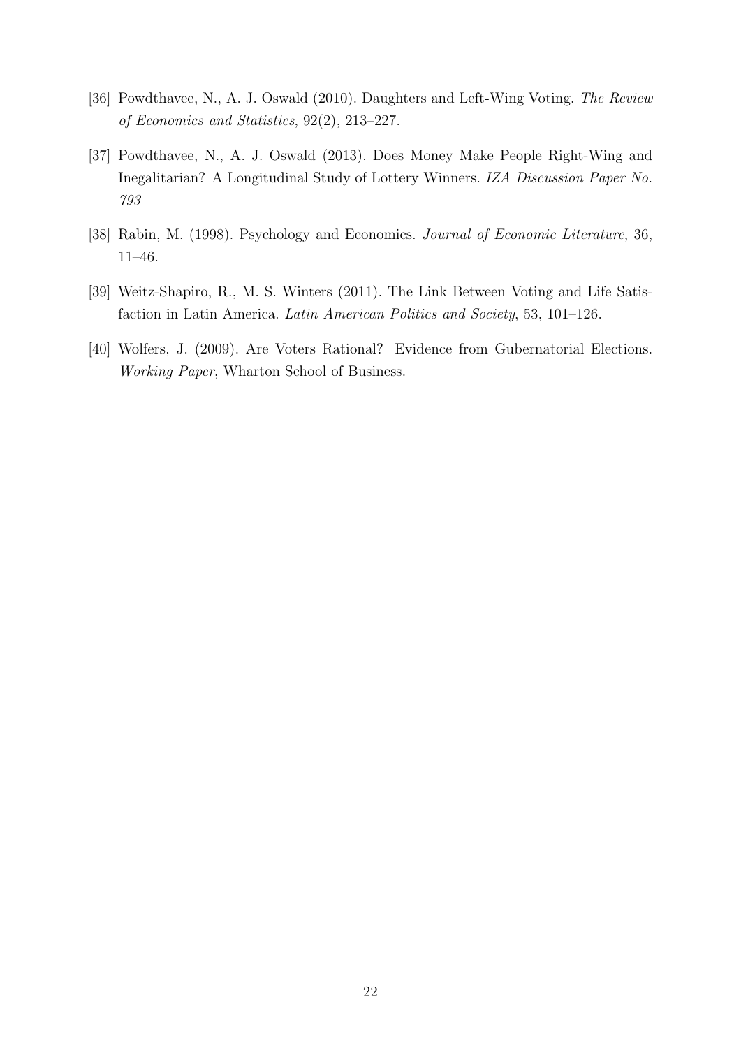[36] Powdthavee, N., A. J. Oswald (2010). Daughters and Left-Wing Voting. *The Review of Economics and Statistics*, 92(2), 213–227.

[37] Powdthavee, N., A. J. Oswald (2013). Does Money Make People Right-Wing and Inegalitarian? A Longitudinal Study of Lottery Winners. *IZA Discussion Paper No. 793*

[38] Rabin, M. (1998). Psychology and Economics. *Journal of Economic Literature*, 36, 11–46.

[39] Weitz-Shapiro, R., M. S. Winters (2011). The Link Between Voting and Life Satisfaction in Latin America. *Latin American Politics and Society*, 53, 101–126.

[40] Wolfers, J. (2009). Are Voters Rational? Evidence from Gubernatorial Elections. *Working Paper*, Wharton School of Business.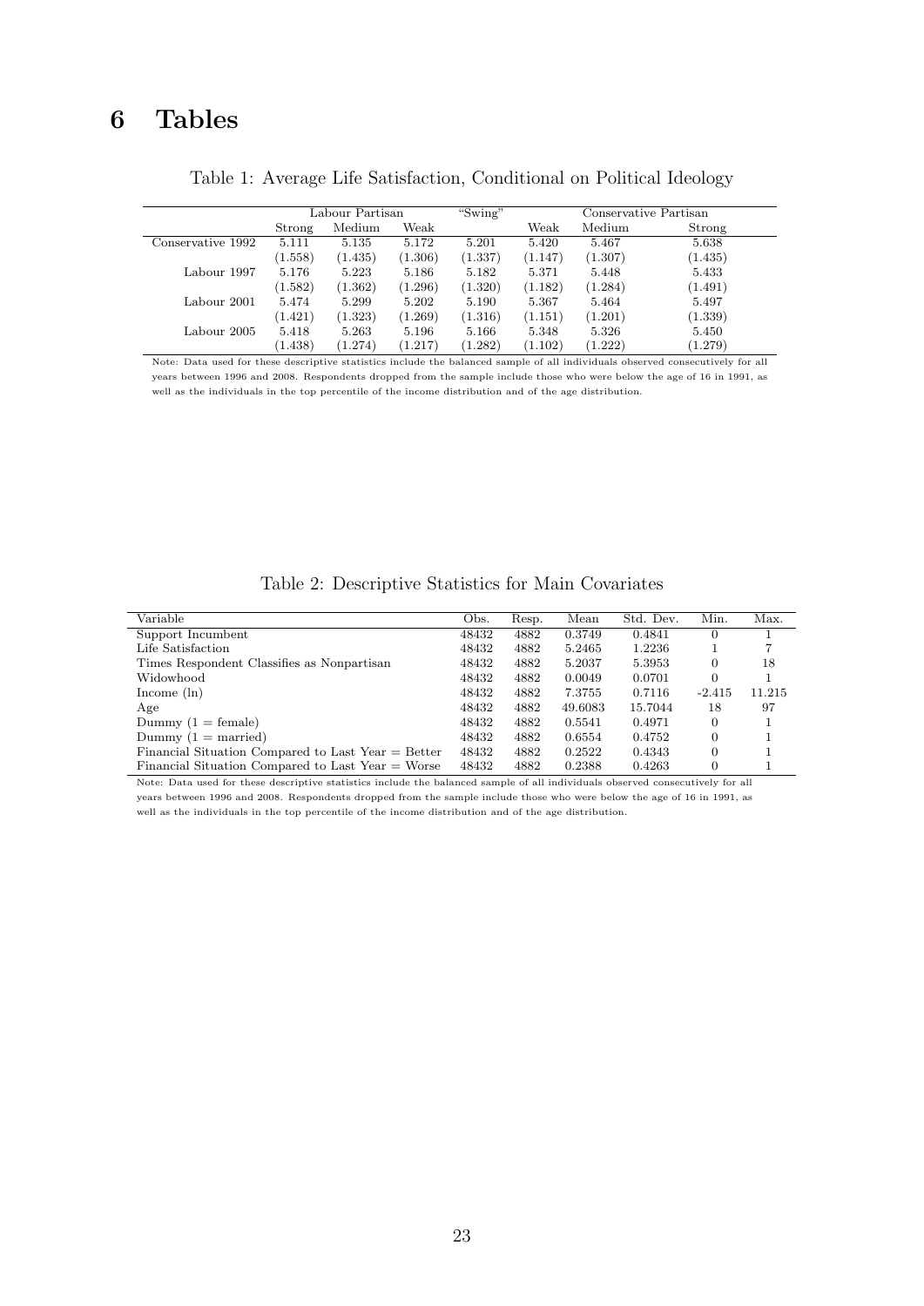# 6 Tables

Table 1: Average Life Satisfaction, Conditional on Political Ideology

| | Labour Partisan | | | "Swing" | Conservative Partisan | | |
|---|---|---|---|---|---|---|---|
| | Strong | Medium | Weak | | Weak | Medium | Strong |
| Conservative 1992 | 5.111 | 5.135 | 5.172 | 5.201 | 5.420 | 5.467 | 5.638 |
| | (1.558) | (1.435) | (1.306) | (1.337) | (1.147) | (1.307) | (1.435) |
| Labour 1997 | 5.176 | 5.223 | 5.186 | 5.182 | 5.371 | 5.448 | 5.433 |
| | (1.582) | (1.362) | (1.296) | (1.320) | (1.182) | (1.284) | (1.491) |
| Labour 2001 | 5.474 | 5.299 | 5.202 | 5.190 | 5.367 | 5.464 | 5.497 |
| | (1.421) | (1.323) | (1.269) | (1.316) | (1.151) | (1.201) | (1.339) |
| Labour 2005 | 5.418 | 5.263 | 5.196 | 5.166 | 5.348 | 5.326 | 5.450 |
| | (1.438) | (1.274) | (1.217) | (1.282) | (1.102) | (1.222) | (1.279) |

Note: Data used for these descriptive statistics include the balanced sample of all individuals observed consecutively for all years between 1996 and 2008. Respondents dropped from the sample include those who were below the age of 16 in 1991, as well as the individuals in the top percentile of the income distribution and of the age distribution.

Table 2: Descriptive Statistics for Main Covariates

| Variable | Obs. | Resp. | Mean | Std. Dev. | Min. | Max. |
|---|---|---|---|---|---|---|
| Support Incumbent | 48432 | 4882 | 0.3749 | 0.4841 | 0 | 1 |
| Life Satisfaction | 48432 | 4882 | 5.2465 | 1.2236 | 1 | 7 |
| Times Respondent Classifies as Nonpartisan | 48432 | 4882 | 5.2037 | 5.3953 | 0 | 18 |
| Widowhood | 48432 | 4882 | 0.0049 | 0.0701 | 0 | 1 |
| Income (ln) | 48432 | 4882 | 7.3755 | 0.7116 | -2.415 | 11.215 |
| Age | 48432 | 4882 | 49.6083 | 15.7044 | 18 | 97 |
| Dummy (1 = female) | 48432 | 4882 | 0.5541 | 0.4971 | 0 | 1 |
| Dummy (1 = married) | 48432 | 4882 | 0.6554 | 0.4752 | 0 | 1 |
| Financial Situation Compared to Last Year = Better | 48432 | 4882 | 0.2522 | 0.4343 | 0 | 1 |
| Financial Situation Compared to Last Year = Worse | 48432 | 4882 | 0.2388 | 0.4263 | 0 | 1 |

Note: Data used for these descriptive statistics include the balanced sample of all individuals observed consecutively for all years between 1996 and 2008. Respondents dropped from the sample include those who were below the age of 16 in 1991, as well as the individuals in the top percentile of the income distribution and of the age distribution.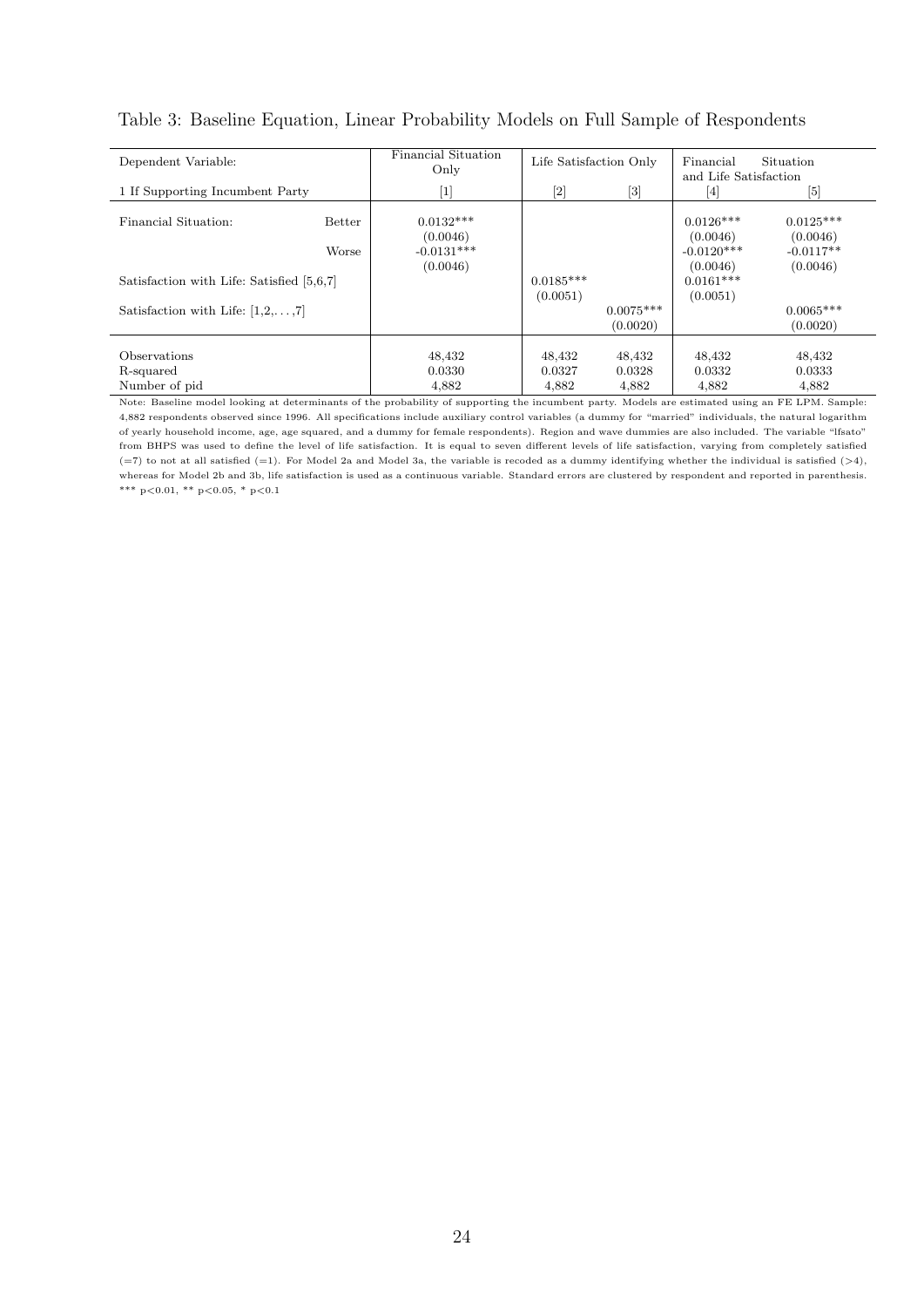Table 3: Baseline Equation, Linear Probability Models on Full Sample of Respondents

| Dependent Variable: | | Financial Situation Only | Life Satisfaction Only | | Financial Situation and Life Satisfaction | |
|---|---|---|---|---|---|---|
| 1 If Supporting Incumbent Party | | [1] | [2] | [3] | [4] | [5] |
| Financial Situation: | Better | 0.0132*** | | | 0.0126*** | 0.0125*** |
| | | (0.0046) | | | (0.0046) | (0.0046) |
| | Worse | -0.0131*** | | | -0.0120*** | -0.0117** |
| | | (0.0046) | | | (0.0046) | (0.0046) |
| Satisfaction with Life: Satisfied [5,6,7] | | | 0.0185*** | | 0.0161*** | |
| | | | (0.0051) | | (0.0051) | |
| Satisfaction with Life: [1,2,...,7] | | | | 0.0075*** | | 0.0065*** |
| | | | | (0.0020) | | (0.0020) |
| Observations | | 48,432 | 48,432 | 48,432 | 48,432 | 48,432 |
| R-squared | | 0.0330 | 0.0327 | 0.0328 | 0.0332 | 0.0333 |
| Number of pid | | 4,882 | 4,882 | 4,882 | 4,882 | 4,882 |

Note: Baseline model looking at determinants of the probability of supporting the incumbent party. Models are estimated using an FE LPM. Sample: 4,882 respondents observed since 1996. All specifications include auxiliary control variables (a dummy for "married" individuals, the natural logarithm of yearly household income, age, age squared, and a dummy for female respondents). Region and wave dummies are also included. The variable "lfsato" from BHPS was used to define the level of life satisfaction. It is equal to seven different levels of life satisfaction, varying from completely satisfied (=7) to not at all satisfied (=1). For Model 2a and Model 3a, the variable is recoded as a dummy identifying whether the individual is satisfied (>4), whereas for Model 2b and 3b, life satisfaction is used as a continuous variable. Standard errors are clustered by respondent and reported in parenthesis. *** $p<0.01$, ** $p<0.05$, * $p<0.1$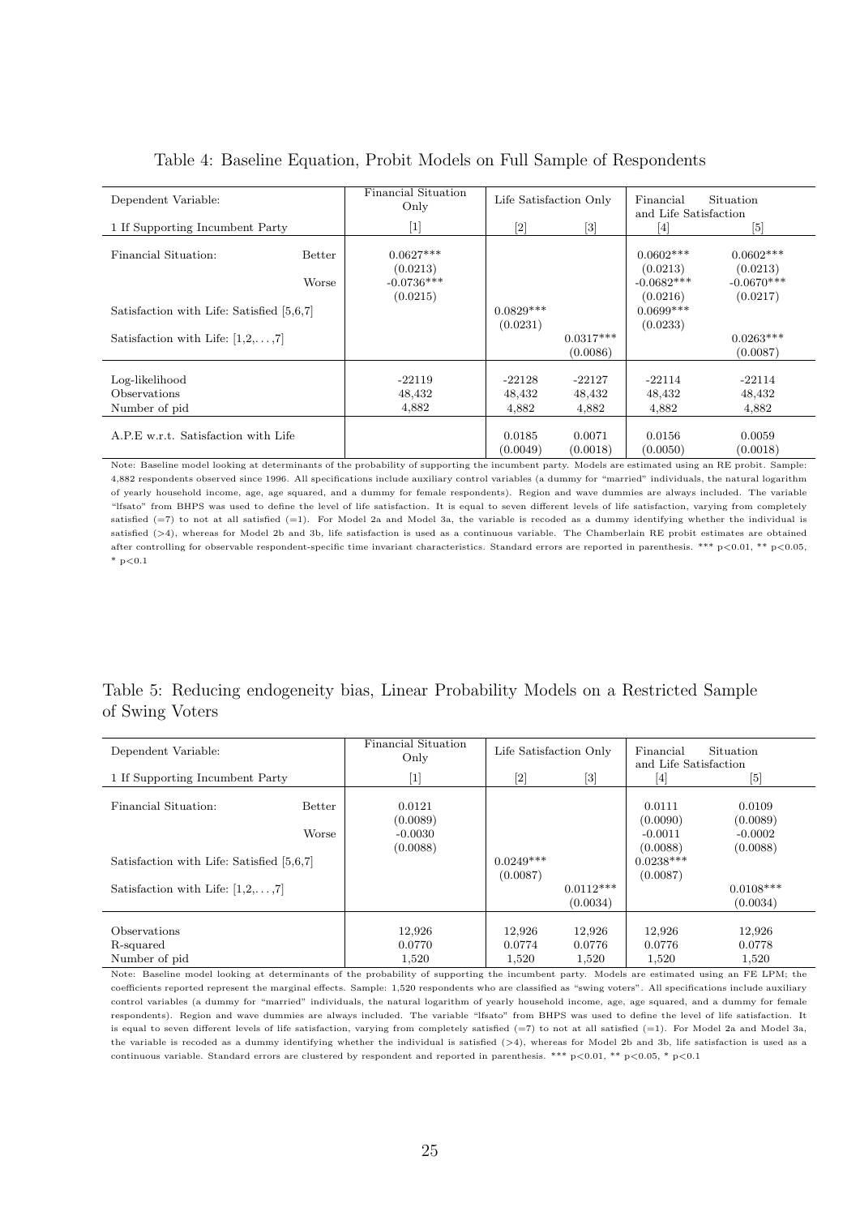Table 4: Baseline Equation, Probit Models on Full Sample of Respondents

| Dependent Variable: | | Financial Situation Only | Life Satisfaction Only | | Financial Situation and Life Satisfaction | |
|---|---|---|---|---|---|---|
| 1 If Supporting Incumbent Party | | [1] | [2] | [3] | [4] | [5] |
| Financial Situation: | Better | 0.0627*** | | | 0.0602*** | 0.0602*** |
| | | (0.0213) | | | (0.0213) | (0.0213) |
| | Worse | -0.0736*** | | | -0.0682*** | -0.0670*** |
| | | (0.0215) | | | (0.0216) | (0.0217) |
| Satisfaction with Life: Satisfied [5,6,7] | | | 0.0829*** | | 0.0699*** | |
| | | | (0.0231) | | (0.0233) | |
| Satisfaction with Life: [1,2,...,7] | | | | 0.0317*** | | 0.0263*** |
| | | | | (0.0086) | | (0.0087) |
| Log-likelihood | | -22119 | -22128 | -22127 | -22114 | -22114 |
| Observations | | 48,432 | 48,432 | 48,432 | 48,432 | 48,432 |
| Number of pid | | 4,882 | 4,882 | 4,882 | 4,882 | 4,882 |
| A.P.E w.r.t. Satisfaction with Life | | | 0.0185 | 0.0071 | 0.0156 | 0.0059 |
| | | | (0.0049) | (0.0018) | (0.0050) | (0.0018) |

Note: Baseline model looking at determinants of the probability of supporting the incumbent party. Models are estimated using an RE probit. Sample: 4,882 respondents observed since 1996. All specifications include auxiliary control variables (a dummy for "married" individuals, the natural logarithm of yearly household income, age, age squared, and a dummy for female respondents). Region and wave dummies are always included. The variable "lfsato" from BHPS was used to define the level of life satisfaction. It is equal to seven different levels of life satisfaction, varying from completely satisfied (=7) to not at all satisfied (=1). For Model 2a and Model 3a, the variable is recoded as a dummy identifying whether the individual is satisfied (>4), whereas for Model 2b and 3b, life satisfaction is used as a continuous variable. The Chamberlain RE probit estimates are obtained after controlling for observable respondent-specific time invariant characteristics. Standard errors are reported in parenthesis. *** p<0.01, ** p<0.05, * p<0.1

Table 5: Reducing endogeneity bias, Linear Probability Models on a Restricted Sample of Swing Voters

| Dependent Variable: | | Financial Situation Only | Life Satisfaction Only | | Financial Situation and Life Satisfaction | |
|---|---|---|---|---|---|---|
| 1 If Supporting Incumbent Party | | [1] | [2] | [3] | [4] | [5] |
| Financial Situation: | Better | 0.0121 | | | 0.0111 | 0.0109 |
| | | (0.0089) | | | (0.0090) | (0.0089) |
| | Worse | -0.0030 | | | -0.0011 | -0.0002 |
| | | (0.0088) | | | (0.0088) | (0.0088) |
| Satisfaction with Life: Satisfied [5,6,7] | | | 0.0249*** | | 0.0238*** | |
| | | | (0.0087) | | (0.0087) | |
| Satisfaction with Life: [1,2,...,7] | | | | 0.0112*** | | 0.0108*** |
| | | | | (0.0034) | | (0.0034) |
| Observations | | 12,926 | 12,926 | 12,926 | 12,926 | 12,926 |
| R-squared | | 0.0770 | 0.0774 | 0.0776 | 0.0776 | 0.0778 |
| Number of pid | | 1,520 | 1,520 | 1,520 | 1,520 | 1,520 |

Note: Baseline model looking at determinants of the probability of supporting the incumbent party. Models are estimated using an FE LPM; the coefficients reported represent the marginal effects. Sample: 1,520 respondents who are classified as "swing voters". All specifications include auxiliary control variables (a dummy for "married" individuals, the natural logarithm of yearly household income, age, age squared, and a dummy for female respondents). Region and wave dummies are always included. The variable "lfsato" from BHPS was used to define the level of life satisfaction. It is equal to seven different levels of life satisfaction, varying from completely satisfied (=7) to not at all satisfied (=1). For Model 2a and Model 3a, the variable is recoded as a dummy identifying whether the individual is satisfied (>4), whereas for Model 2b and 3b, life satisfaction is used as a continuous variable. Standard errors are clustered by respondent and reported in parenthesis. *** p<0.01, ** p<0.05, * p<0.1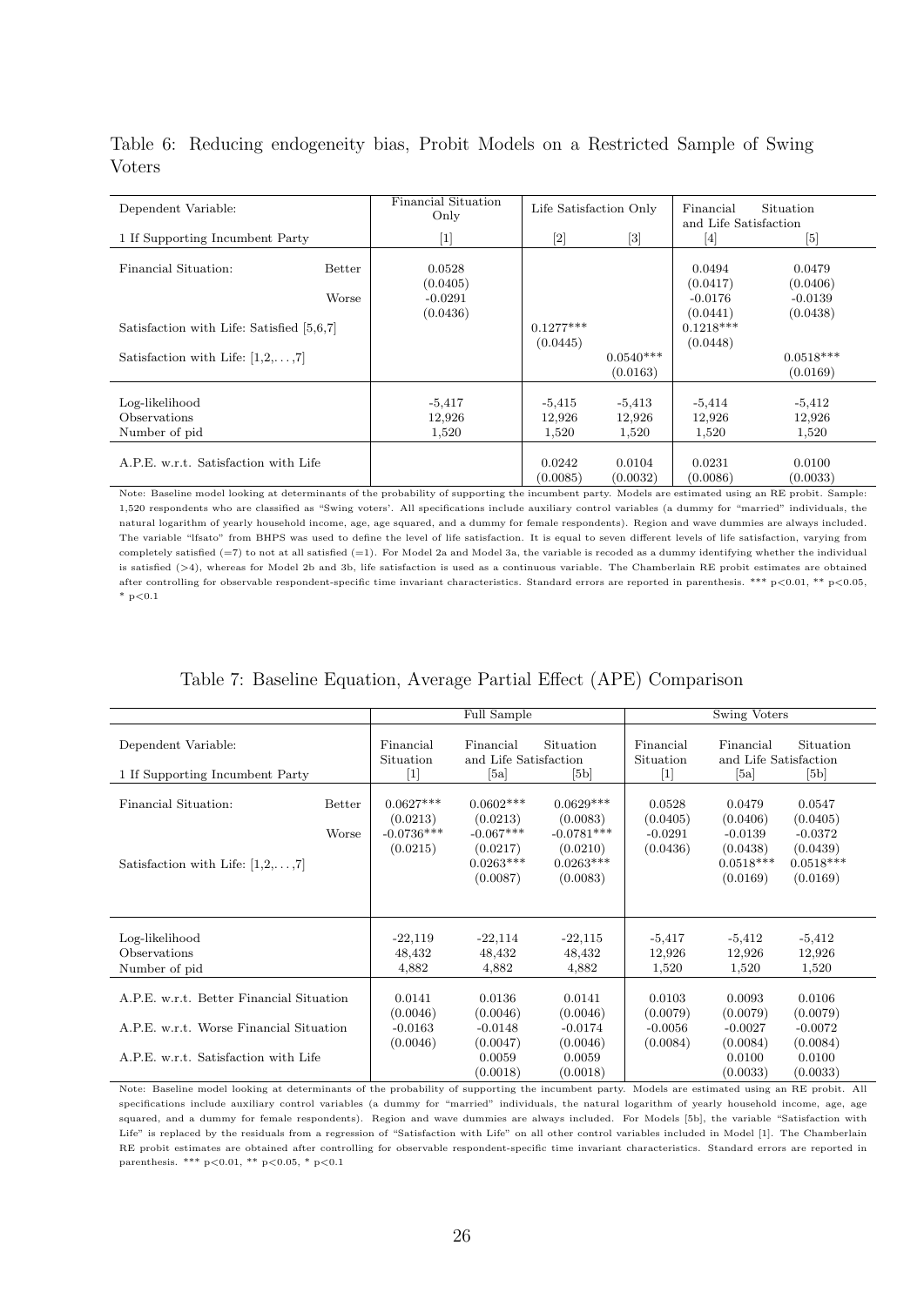Table 6: Reducing endogeneity bias, Probit Models on a Restricted Sample of Swing Voters

| Dependent Variable: | | Financial Situation Only | Life Satisfaction Only | | Financial Situation and Life Satisfaction | |
|---|---|---|---|---|---|---|
| 1 If Supporting Incumbent Party | | [1] | [2] | [3] | [4] | [5] |
| Financial Situation: | Better | 0.0528 | | | 0.0494 | 0.0479 |
| | | (0.0405) | | | (0.0417) | (0.0406) |
| | Worse | -0.0291 | | | -0.0176 | -0.0139 |
| | | (0.0436) | | | (0.0441) | (0.0438) |
| Satisfaction with Life: Satisfied [5,6,7] | | | 0.1277*** | | 0.1218*** | |
| | | | (0.0445) | | (0.0448) | |
| Satisfaction with Life: [1,2,...,7] | | | | 0.0540*** | | 0.0518*** |
| | | | | (0.0163) | | (0.0169) |
| Log-likelihood | | -5,417 | -5,415 | -5,413 | -5,414 | -5,412 |
| Observations | | 12,926 | 12,926 | 12,926 | 12,926 | 12,926 |
| Number of pid | | 1,520 | 1,520 | 1,520 | 1,520 | 1,520 |
| A.P.E. w.r.t. Satisfaction with Life | | | 0.0242 | 0.0104 | 0.0231 | 0.0100 |
| | | | (0.0085) | (0.0032) | (0.0086) | (0.0033) |

Note: Baseline model looking at determinants of the probability of supporting the incumbent party. Models are estimated using an RE probit. Sample: 1,520 respondents who are classified as "Swing voters'. All specifications include auxiliary control variables (a dummy for "married" individuals, the natural logarithm of yearly household income, age, age squared, and a dummy for female respondents). Region and wave dummies are always included. The variable "lfsato" from BHPS was used to define the level of life satisfaction. It is equal to seven different levels of life satisfaction, varying from completely satisfied (=7) to not at all satisfied (=1). For Model 2a and Model 3a, the variable is recoded as a dummy identifying whether the individual is satisfied (>4), whereas for Model 2b and 3b, life satisfaction is used as a continuous variable. The Chamberlain RE probit estimates are obtained after controlling for observable respondent-specific time invariant characteristics. Standard errors are reported in parenthesis. *** p<0.01, ** p<0.05, * p<0.1

Table 7: Baseline Equation, Average Partial Effect (APE) Comparison

| | | Full Sample | | | Swing Voters | | |
|---|---|---|---|---|---|---|---|
| Dependent Variable: | | Financial Situation | Financial Situation and Life Satisfaction | | Financial Situation | Financial Situation and Life Satisfaction | |
| 1 If Supporting Incumbent Party | | [1] | [5a] | [5b] | [1] | [5a] | [5b] |
| Financial Situation: | Better | 0.0627*** | 0.0602*** | 0.0629*** | 0.0528 | 0.0479 | 0.0547 |
| | | (0.0213) | (0.0213) | (0.0083) | (0.0405) | (0.0406) | (0.0405) |
| | Worse | -0.0736*** | -0.067*** | -0.0781*** | -0.0291 | -0.0139 | -0.0372 |
| | | (0.0215) | (0.0217) | (0.0210) | (0.0436) | (0.0438) | (0.0439) |
| Satisfaction with Life: [1,2,...,7] | | | 0.0263*** | 0.0263*** | | 0.0518*** | 0.0518*** |
| | | | (0.0087) | (0.0083) | | (0.0169) | (0.0169) |
| Log-likelihood | | -22,119 | -22,114 | -22,115 | -5,417 | -5,412 | -5,412 |
| Observations | | 48,432 | 48,432 | 48,432 | 12,926 | 12,926 | 12,926 |
| Number of pid | | 4,882 | 4,882 | 4,882 | 1,520 | 1,520 | 1,520 |
| A.P.E. w.r.t. Better Financial Situation | | 0.0141 | 0.0136 | 0.0141 | 0.0103 | 0.0093 | 0.0106 |
| | | (0.0046) | (0.0046) | (0.0046) | (0.0079) | (0.0079) | (0.0079) |
| A.P.E. w.r.t. Worse Financial Situation | | -0.0163 | -0.0148 | -0.0174 | -0.0056 | -0.0027 | -0.0072 |
| | | (0.0046) | (0.0047) | (0.0046) | (0.0084) | (0.0084) | (0.0084) |
| A.P.E. w.r.t. Satisfaction with Life | | | 0.0059 | 0.0059 | | 0.0100 | 0.0100 |
| | | | (0.0018) | (0.0018) | | (0.0033) | (0.0033) |

Note: Baseline model looking at determinants of the probability of supporting the incumbent party. Models are estimated using an RE probit. All specifications include auxiliary control variables (a dummy for "married" individuals, the natural logarithm of yearly household income, age, age squared, and a dummy for female respondents). Region and wave dummies are always included. For Models [5b], the variable "Satisfaction with Life" is replaced by the residuals from a regression of "Satisfaction with Life" on all other control variables included in Model [1]. The Chamberlain RE probit estimates are obtained after controlling for observable respondent-specific time invariant characteristics. Standard errors are reported in parenthesis. *** p<0.01, ** p<0.05, * p<0.1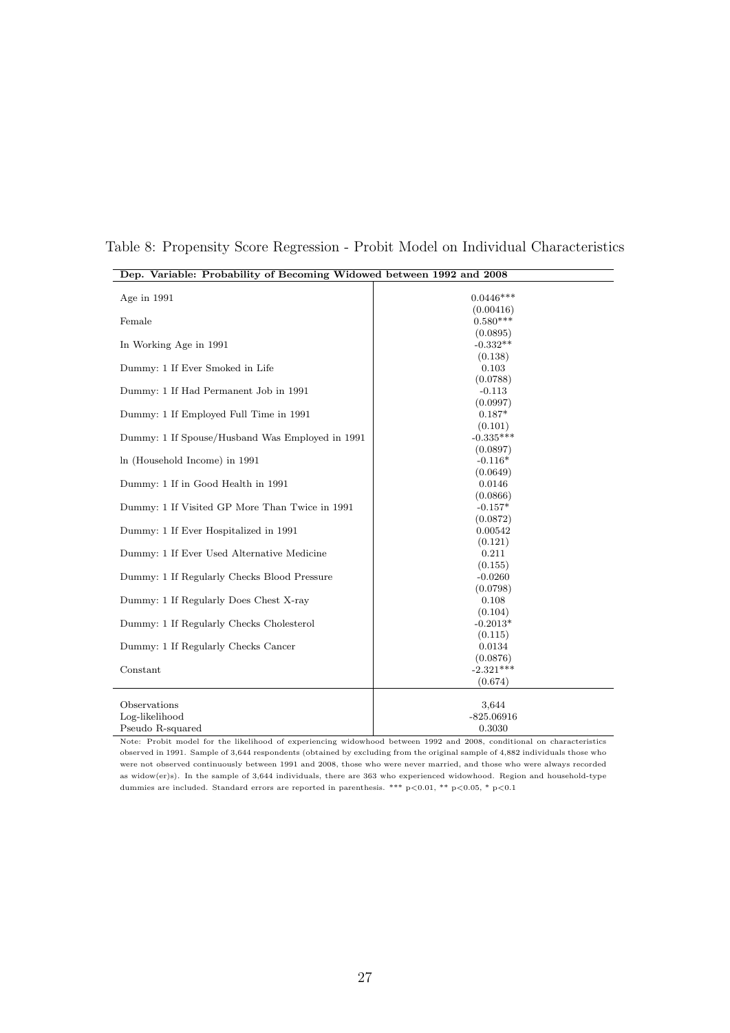Table 8: Propensity Score Regression - Probit Model on Individual Characteristics

| **Dep. Variable: Probability of Becoming Widowed between 1992 and 2008** | |
|---|---|
| Age in 1991 | 0.0446*** |
| | (0.00416) |
| Female | 0.580*** |
| | (0.0895) |
| In Working Age in 1991 | -0.332** |
| | (0.138) |
| Dummy: 1 If Ever Smoked in Life | 0.103 |
| | (0.0788) |
| Dummy: 1 If Had Permanent Job in 1991 | -0.113 |
| | (0.0997) |
| Dummy: 1 If Employed Full Time in 1991 | 0.187* |
| | (0.101) |
| Dummy: 1 If Spouse/Husband Was Employed in 1991 | -0.335*** |
| | (0.0897) |
| ln (Household Income) in 1991 | -0.116* |
| | (0.0649) |
| Dummy: 1 If in Good Health in 1991 | 0.0146 |
| | (0.0866) |
| Dummy: 1 If Visited GP More Than Twice in 1991 | -0.157* |
| | (0.0872) |
| Dummy: 1 If Ever Hospitalized in 1991 | 0.00542 |
| | (0.121) |
| Dummy: 1 If Ever Used Alternative Medicine | 0.211 |
| | (0.155) |
| Dummy: 1 If Regularly Checks Blood Pressure | -0.0260 |
| | (0.0798) |
| Dummy: 1 If Regularly Does Chest X-ray | 0.108 |
| | (0.104) |
| Dummy: 1 If Regularly Checks Cholesterol | -0.2013* |
| | (0.115) |
| Dummy: 1 If Regularly Checks Cancer | 0.0134 |
| | (0.0876) |
| Constant | -2.321*** |
| | (0.674) |
| Observations | 3,644 |
| Log-likelihood | -825.06916 |
| Pseudo R-squared | 0.3030 |

Note: Probit model for the likelihood of experiencing widowhood between 1992 and 2008, conditional on characteristics observed in 1991. Sample of 3,644 respondents (obtained by excluding from the original sample of 4,882 individuals those who were not observed continuously between 1991 and 2008, those who were never married, and those who were always recorded as widow(er)s). In the sample of 3,644 individuals, there are 363 who experienced widowhood. Region and household-type dummies are included. Standard errors are reported in parenthesis. *** $p<0.01$, ** $p<0.05$, * $p<0.1$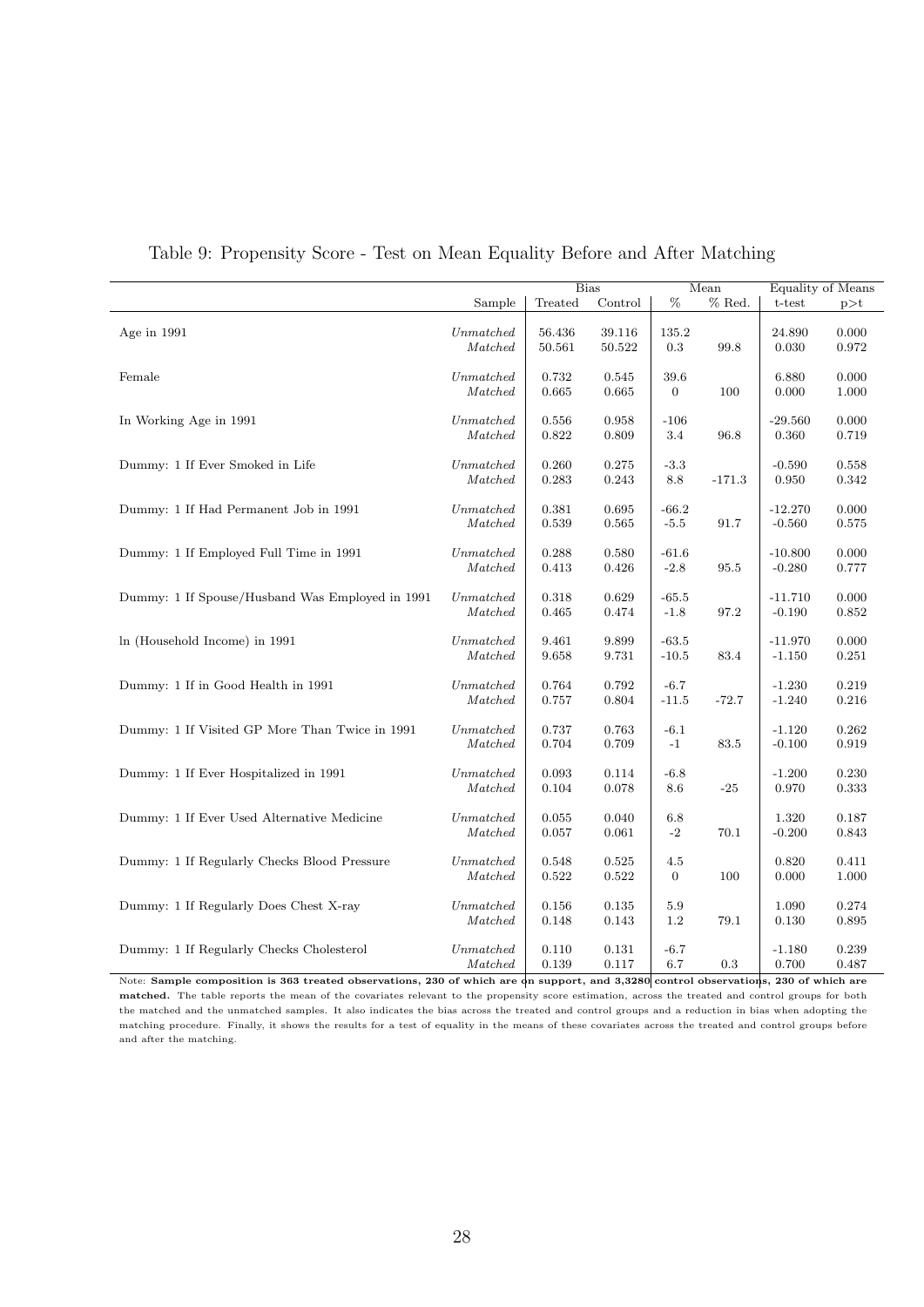Table 9: Propensity Score - Test on Mean Equality Before and After Matching

| | Sample | Bias | | Mean | | Equality of Means | |
|---|---|---|---|---|---|---|---|
| | | Treated | Control | % | % Red. | t-test | p>t |
| Age in 1991 | *Unmatched* | 56.436 | 39.116 | 135.2 | | 24.890 | 0.000 |
| | *Matched* | 50.561 | 50.522 | 0.3 | 99.8 | 0.030 | 0.972 |
| Female | *Unmatched* | 0.732 | 0.545 | 39.6 | | 6.880 | 0.000 |
| | *Matched* | 0.665 | 0.665 | 0 | 100 | 0.000 | 1.000 |
| In Working Age in 1991 | *Unmatched* | 0.556 | 0.958 | -106 | | -29.560 | 0.000 |
| | *Matched* | 0.822 | 0.809 | 3.4 | 96.8 | 0.360 | 0.719 |
| Dummy: 1 If Ever Smoked in Life | *Unmatched* | 0.260 | 0.275 | -3.3 | | -0.590 | 0.558 |
| | *Matched* | 0.283 | 0.243 | 8.8 | -171.3 | 0.950 | 0.342 |
| Dummy: 1 If Had Permanent Job in 1991 | *Unmatched* | 0.381 | 0.695 | -66.2 | | -12.270 | 0.000 |
| | *Matched* | 0.539 | 0.565 | -5.5 | 91.7 | -0.560 | 0.575 |
| Dummy: 1 If Employed Full Time in 1991 | *Unmatched* | 0.288 | 0.580 | -61.6 | | -10.800 | 0.000 |
| | *Matched* | 0.413 | 0.426 | -2.8 | 95.5 | -0.280 | 0.777 |
| Dummy: 1 If Spouse/Husband Was Employed in 1991 | *Unmatched* | 0.318 | 0.629 | -65.5 | | -11.710 | 0.000 |
| | *Matched* | 0.465 | 0.474 | -1.8 | 97.2 | -0.190 | 0.852 |
| ln (Household Income) in 1991 | *Unmatched* | 9.461 | 9.899 | -63.5 | | -11.970 | 0.000 |
| | *Matched* | 9.658 | 9.731 | -10.5 | 83.4 | -1.150 | 0.251 |
| Dummy: 1 If in Good Health in 1991 | *Unmatched* | 0.764 | 0.792 | -6.7 | | -1.230 | 0.219 |
| | *Matched* | 0.757 | 0.804 | -11.5 | -72.7 | -1.240 | 0.216 |
| Dummy: 1 If Visited GP More Than Twice in 1991 | *Unmatched* | 0.737 | 0.763 | -6.1 | | -1.120 | 0.262 |
| | *Matched* | 0.704 | 0.709 | -1 | 83.5 | -0.100 | 0.919 |
| Dummy: 1 If Ever Hospitalized in 1991 | *Unmatched* | 0.093 | 0.114 | -6.8 | | -1.200 | 0.230 |
| | *Matched* | 0.104 | 0.078 | 8.6 | -25 | 0.970 | 0.333 |
| Dummy: 1 If Ever Used Alternative Medicine | *Unmatched* | 0.055 | 0.040 | 6.8 | | 1.320 | 0.187 |
| | *Matched* | 0.057 | 0.061 | -2 | 70.1 | -0.200 | 0.843 |
| Dummy: 1 If Regularly Checks Blood Pressure | *Unmatched* | 0.548 | 0.525 | 4.5 | | 0.820 | 0.411 |
| | *Matched* | 0.522 | 0.522 | 0 | 100 | 0.000 | 1.000 |
| Dummy: 1 If Regularly Does Chest X-ray | *Unmatched* | 0.156 | 0.135 | 5.9 | | 1.090 | 0.274 |
| | *Matched* | 0.148 | 0.143 | 1.2 | 79.1 | 0.130 | 0.895 |
| Dummy: 1 If Regularly Checks Cholesterol | *Unmatched* | 0.110 | 0.131 | -6.7 | | -1.180 | 0.239 |
| | *Matched* | 0.139 | 0.117 | 6.7 | 0.3 | 0.700 | 0.487 |

Note: **Sample composition is 363 treated observations, 230 of which are on support, and 3,3280 control observations, 230 of which are matched.** The table reports the mean of the covariates relevant to the propensity score estimation, across the treated and control groups for both the matched and the unmatched samples. It also indicates the bias across the treated and control groups and a reduction in bias when adopting the matching procedure. Finally, it shows the results for a test of equality in the means of these covariates across the treated and control groups before and after the matching.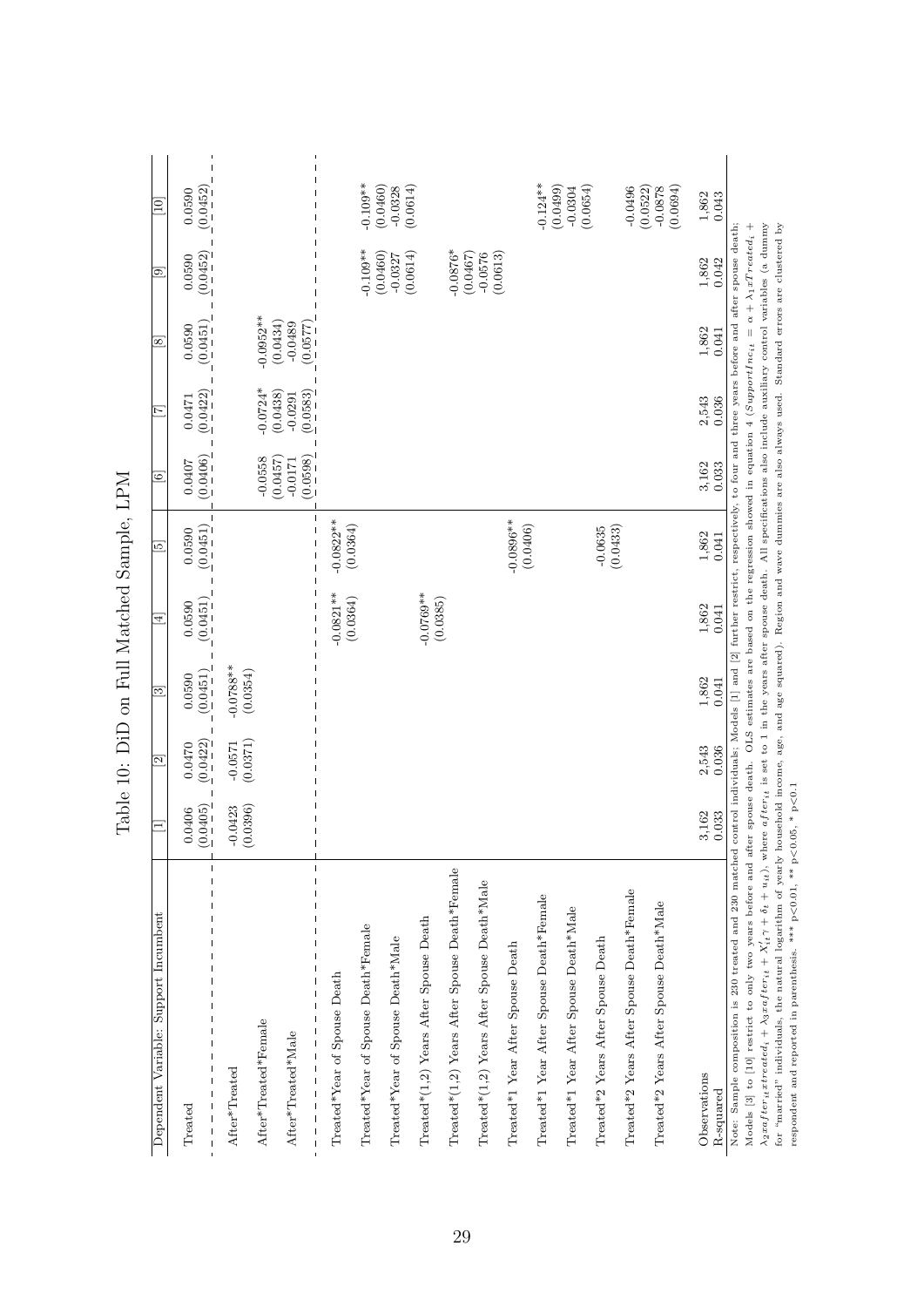Table 10: DiD on Full Matched Sample, LPM

| Dependent Variable: Support Incumbent | [1] | [2] | [3] | [4] | [5] | [6] | [7] | [8] | [9] | [10] |
|---|---|---|---|---|---|---|---|---|---|---|
| Treated | 0.0406 | 0.0470 | 0.0590 | 0.0590 | 0.0590 | 0.0407 | 0.0471 | 0.0590 | 0.0590 | 0.0590 |
| | (0.0405) | (0.0422) | (0.0451) | (0.0451) | (0.0451) | (0.0406) | (0.0422) | (0.0451) | (0.0452) | (0.0452) |
| After*Treated | -0.0423 | -0.0571 | -0.0788** | | | | | | | |
| | (0.0396) | (0.0371) | (0.0354) | | | | | | | |
| After*Treated*Female | | | | | | -0.0558 | -0.0724* | -0.0952** | | |
| | | | | | | (0.0457) | (0.0438) | (0.0434) | | |
| After*Treated*Male | | | | | | -0.0171 | -0.0291 | -0.0489 | | |
| | | | | | | (0.0598) | (0.0583) | (0.0577) | | |
| Treated*Year of Spouse Death | | | | -0.0821** | -0.0822** | | | | | |
| | | | | (0.0364) | (0.0364) | | | | | |
| Treated*Year of Spouse Death*Female | | | | | | | | | -0.109** | -0.109** |
| | | | | | | | | | (0.0460) | (0.0460) |
| Treated*Year of Spouse Death*Male | | | | | | | | | -0.0327 | -0.0328 |
| | | | | | | | | | (0.0614) | (0.0614) |
| Treated*(1,2) Years After Spouse Death | | | | -0.0769** | | | | | | |
| | | | | (0.0385) | | | | | | |
| Treated*(1,2) Years After Spouse Death*Female | | | | | | | | | -0.0876* | |
| | | | | | | | | | (0.0467) | |
| Treated*(1,2) Years After Spouse Death*Male | | | | | | | | | -0.0576 | |
| | | | | | | | | | (0.0613) | |
| Treated*1 Year After Spouse Death | | | | | -0.0896** | | | | | |
| | | | | | (0.0406) | | | | | |
| Treated*1 Year After Spouse Death*Female | | | | | | | | | | -0.124** |
| | | | | | | | | | | (0.0499) |
| Treated*1 Year After Spouse Death*Male | | | | | | | | | | -0.0304 |
| | | | | | | | | | | (0.0654) |
| Treated*2 Years After Spouse Death | | | | | -0.0635 | | | | | |
| | | | | | (0.0433) | | | | | |
| Treated*2 Years After Spouse Death*Female | | | | | | | | | | -0.0496 |
| | | | | | | | | | | (0.0522) |
| Treated*2 Years After Spouse Death*Male | | | | | | | | | | -0.0878 |
| | | | | | | | | | | (0.0694) |
| Observations | 3,162 | 2,543 | 1,862 | 1,862 | 1,862 | 3,162 | 2,543 | 1,862 | 1,862 | 1,862 |
| R-squared | 0.033 | 0.036 | 0.041 | 0.041 | 0.041 | 0.033 | 0.036 | 0.041 | 0.042 | 0.043 |

Note: Sample composition is 230 treated and 230 matched control individuals; Models [1] and [2] further restrict, respectively, to four and three years before and after spouse death; Models [3] to [10] restrict to only two years before and after spouse death. OLS estimates are based on the regression showed in equation 4 ($SupportInc_{it} = \alpha + \lambda_1 xTreated_i + \lambda_2 xafter_{it} xtreated_i + \lambda_3 xafter_{it} + X'_{it}\gamma + \delta_t + u_{it}$), where $after_{it}$ is set to 1 in the years after spouse death. All specifications also include auxiliary control variables (a dummy for "married" individuals, the natural logarithm of yearly household income, age, and age squared). Region and wave dummies are also always used. Standard errors are clustered by respondent and reported in parenthesis. *** p<0.01, ** p<0.05, * p<0.1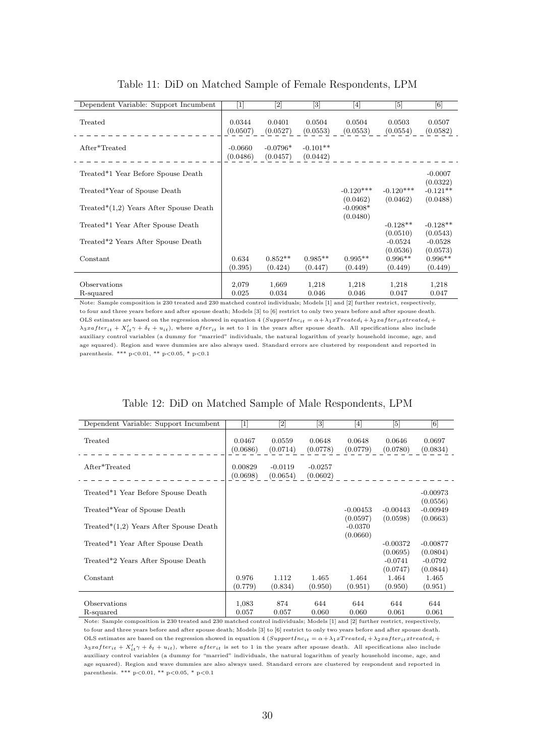Table 11: DiD on Matched Sample of Female Respondents, LPM

| Dependent Variable: Support Incumbent | [1] | [2] | [3] | [4] | [5] | [6] |
|---|---|---|---|---|---|---|
| Treated | 0.0344 | 0.0401 | 0.0504 | 0.0504 | 0.0503 | 0.0507 |
| | (0.0507) | (0.0527) | (0.0553) | (0.0553) | (0.0554) | (0.0582) |
| After*Treated | -0.0660 | -0.0796* | -0.101** | | | |
| | (0.0486) | (0.0457) | (0.0442) | | | |
| Treated*1 Year Before Spouse Death | | | | | | -0.0007 |
| | | | | | | (0.0322) |
| Treated*Year of Spouse Death | | | | -0.120*** | -0.120*** | -0.121** |
| | | | | (0.0462) | (0.0462) | (0.0488) |
| Treated*(1,2) Years After Spouse Death | | | | -0.0908* | | |
| | | | | (0.0480) | | |
| Treated*1 Year After Spouse Death | | | | | -0.128** | -0.128** |
| | | | | | (0.0510) | (0.0543) |
| Treated*2 Years After Spouse Death | | | | | -0.0524 | -0.0528 |
| | | | | | (0.0536) | (0.0573) |
| Constant | 0.634 | 0.852** | 0.985** | 0.995** | 0.996** | 0.996** |
| | (0.395) | (0.424) | (0.447) | (0.449) | (0.449) | (0.449) |
| Observations | 2,079 | 1,669 | 1,218 | 1,218 | 1,218 | 1,218 |
| R-squared | 0.025 | 0.034 | 0.046 | 0.046 | 0.047 | 0.047 |

Note: Sample composition is 230 treated and 230 matched control individuals; Models [1] and [2] further restrict, respectively, to four and three years before and after spouse death; Models [3] to [6] restrict to only two years before and after spouse death. OLS estimates are based on the regression showed in equation 4 ($SupportInc_{it} = \alpha + \lambda_1 x Treated_i + \lambda_2 x after_{it} x treated_i + \lambda_3 x after_{it} + X'_{it}\gamma + \delta_t + u_{it}$), where $after_{it}$ is set to 1 in the years after spouse death. All specifications also include auxiliary control variables (a dummy for "married" individuals, the natural logarithm of yearly household income, age, and age squared). Region and wave dummies are also always used. Standard errors are clustered by respondent and reported in parenthesis. *** p<0.01, ** p<0.05, * p<0.1

Table 12: DiD on Matched Sample of Male Respondents, LPM

| Dependent Variable: Support Incumbent | [1] | [2] | [3] | [4] | [5] | [6] |
|---|---|---|---|---|---|---|
| Treated | 0.0467 | 0.0559 | 0.0648 | 0.0648 | 0.0646 | 0.0697 |
| | (0.0686) | (0.0714) | (0.0778) | (0.0779) | (0.0780) | (0.0834) |
| After*Treated | 0.00829 | -0.0119 | -0.0257 | | | |
| | (0.0698) | (0.0654) | (0.0602) | | | |
| Treated*1 Year Before Spouse Death | | | | | | -0.00973 |
| | | | | | | (0.0556) |
| Treated*Year of Spouse Death | | | | -0.00453 | -0.00443 | -0.00949 |
| | | | | (0.0597) | (0.0598) | (0.0663) |
| Treated*(1,2) Years After Spouse Death | | | | -0.0370 | | |
| | | | | (0.0660) | | |
| Treated*1 Year After Spouse Death | | | | | -0.00372 | -0.00877 |
| | | | | | (0.0695) | (0.0804) |
| Treated*2 Years After Spouse Death | | | | | -0.0741 | -0.0792 |
| | | | | | (0.0747) | (0.0844) |
| Constant | 0.976 | 1.112 | 1.465 | 1.464 | 1.464 | 1.465 |
| | (0.779) | (0.834) | (0.950) | (0.951) | (0.950) | (0.951) |
| Observations | 1,083 | 874 | 644 | 644 | 644 | 644 |
| R-squared | 0.057 | 0.057 | 0.060 | 0.060 | 0.061 | 0.061 |

Note: Sample composition is 230 treated and 230 matched control individuals; Models [1] and [2] further restrict, respectively, to four and three years before and after spouse death; Models [3] to [6] restrict to only two years before and after spouse death. OLS estimates are based on the regression showed in equation 4 ($SupportInc_{it} = \alpha + \lambda_1 x Treated_i + \lambda_2 x after_{it} x treated_i + \lambda_3 x after_{it} + X'_{it}\gamma + \delta_t + u_{it}$), where $after_{it}$ is set to 1 in the years after spouse death. All specifications also include auxiliary control variables (a dummy for "married" individuals, the natural logarithm of yearly household income, age, and age squared). Region and wave dummies are also always used. Standard errors are clustered by respondent and reported in parenthesis. *** p<0.01, ** p<0.05, * p<0.1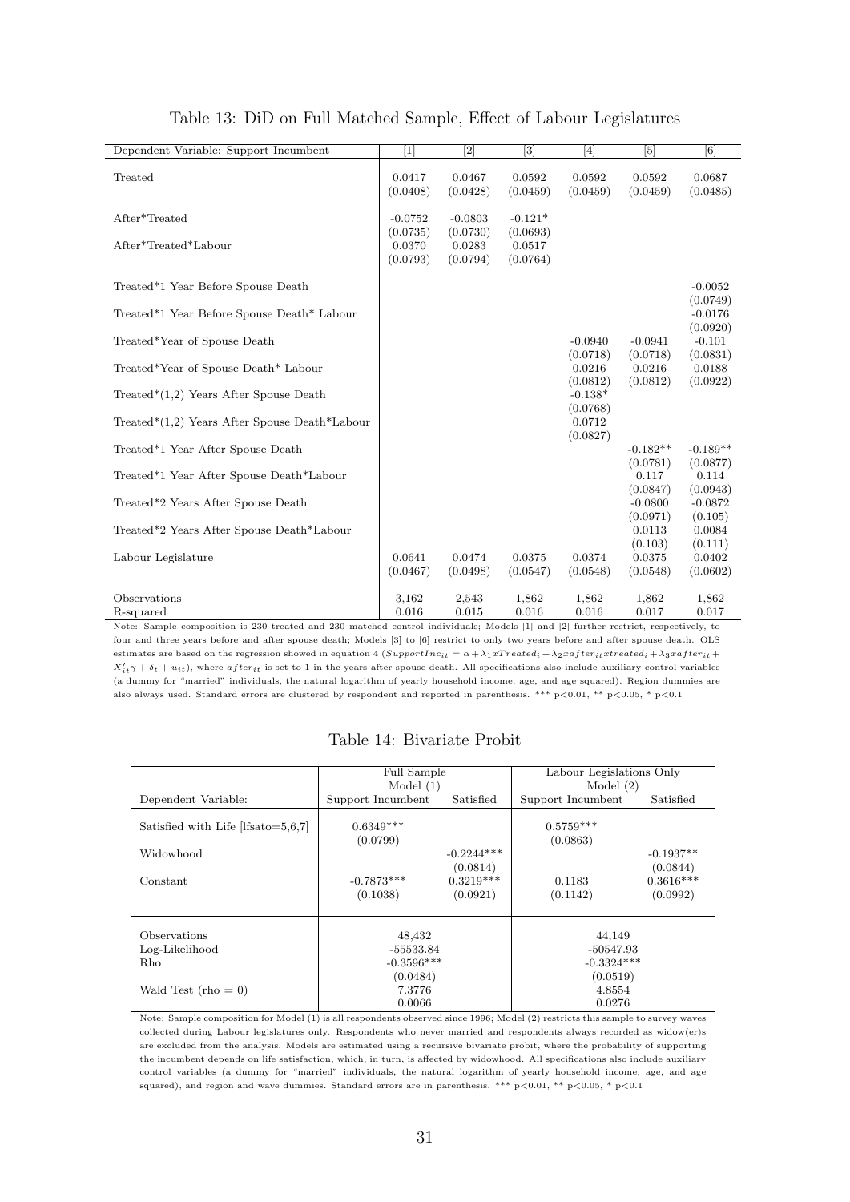Table 13: DiD on Full Matched Sample, Effect of Labour Legislatures

| Dependent Variable: Support Incumbent | [1] | [2] | [3] | [4] | [5] | [6] |
|---|---|---|---|---|---|---|
| Treated | 0.0417 | 0.0467 | 0.0592 | 0.0592 | 0.0592 | 0.0687 |
| | (0.0408) | (0.0428) | (0.0459) | (0.0459) | (0.0459) | (0.0485) |
| After*Treated | -0.0752 | -0.0803 | -0.121* | | | |
| | (0.0735) | (0.0730) | (0.0693) | | | |
| After*Treated*Labour | 0.0370 | 0.0283 | 0.0517 | | | |
| | (0.0793) | (0.0794) | (0.0764) | | | |
| Treated*1 Year Before Spouse Death | | | | | | -0.0052 |
| | | | | | | (0.0749) |
| Treated*1 Year Before Spouse Death* Labour | | | | | | -0.0176 |
| | | | | | | (0.0920) |
| Treated*Year of Spouse Death | | | | -0.0940 | -0.0941 | -0.101 |
| | | | | (0.0718) | (0.0718) | (0.0831) |
| Treated*Year of Spouse Death* Labour | | | | 0.0216 | 0.0216 | 0.0188 |
| | | | | (0.0812) | (0.0812) | (0.0922) |
| Treated*(1,2) Years After Spouse Death | | | | -0.138* | | |
| | | | | (0.0768) | | |
| Treated*(1,2) Years After Spouse Death*Labour | | | | 0.0712 | | |
| | | | | (0.0827) | | |
| Treated*1 Year After Spouse Death | | | | | -0.182** | -0.189** |
| | | | | | (0.0781) | (0.0877) |
| Treated*1 Year After Spouse Death*Labour | | | | | 0.117 | 0.114 |
| | | | | | (0.0847) | (0.0943) |
| Treated*2 Years After Spouse Death | | | | | -0.0800 | -0.0872 |
| | | | | | (0.0971) | (0.105) |
| Treated*2 Years After Spouse Death*Labour | | | | | 0.0113 | 0.0084 |
| | | | | | (0.103) | (0.111) |
| Labour Legislature | 0.0641 | 0.0474 | 0.0375 | 0.0374 | 0.0375 | 0.0402 |
| | (0.0467) | (0.0498) | (0.0547) | (0.0548) | (0.0548) | (0.0602) |
| Observations | 3,162 | 2,543 | 1,862 | 1,862 | 1,862 | 1,862 |
| R-squared | 0.016 | 0.015 | 0.016 | 0.016 | 0.017 | 0.017 |

Note: Sample composition is 230 treated and 230 matched control individuals; Models [1] and [2] further restrict, respectively, to four and three years before and after spouse death; Models [3] to [6] restrict to only two years before and after spouse death. OLS estimates are based on the regression showed in equation 4 ($SupportInc_{it} = \alpha + \lambda_1 xTreated_i + \lambda_2 xafter_{it} xtreated_i + \lambda_3 xafter_{it} + X'_{it}\gamma + \delta_t + u_{it}$), where $after_{it}$ is set to 1 in the years after spouse death. All specifications also include auxiliary control variables (a dummy for "married" individuals, the natural logarithm of yearly household income, age, and age squared). Region dummies are also always used. Standard errors are clustered by respondent and reported in parenthesis. *** p<0.01, ** p<0.05, * p<0.1

Table 14: Bivariate Probit

| | Full Sample Model (1) | | Labour Legislations Only Model (2) | |
|---|---|---|---|---|
| Dependent Variable: | Support Incumbent | Satisfied | Support Incumbent | Satisfied |
| Satisfied with Life [lfsato=5,6,7] | 0.6349*** | | 0.5759*** | |
| | (0.0799) | | (0.0863) | |
| Widowhood | | -0.2244*** | | -0.1937** |
| | | (0.0814) | | (0.0844) |
| Constant | -0.7873*** | 0.3219*** | 0.1183 | 0.3616*** |
| | (0.1038) | (0.0921) | (0.1142) | (0.0992) |
| Observations | 48,432 | | 44,149 | |
| Log-Likelihood | -55533.84 | | -50547.93 | |
| Rho | -0.3596*** | | -0.3324*** | |
| | (0.0484) | | (0.0519) | |
| Wald Test (rho = 0) | 7.3776 | | 4.8554 | |
| | 0.0066 | | 0.0276 | |

Note: Sample composition for Model (1) is all respondents observed since 1996; Model (2) restricts this sample to survey waves collected during Labour legislatures only. Respondents who never married and respondents always recorded as widow(er)s are excluded from the analysis. Models are estimated using a recursive bivariate probit, where the probability of supporting the incumbent depends on life satisfaction, which, in turn, is affected by widowhood. All specifications also include auxiliary control variables (a dummy for "married" individuals, the natural logarithm of yearly household income, age, and age squared), and region and wave dummies. Standard errors are in parenthesis. *** p<0.01, ** p<0.05, * p<0.1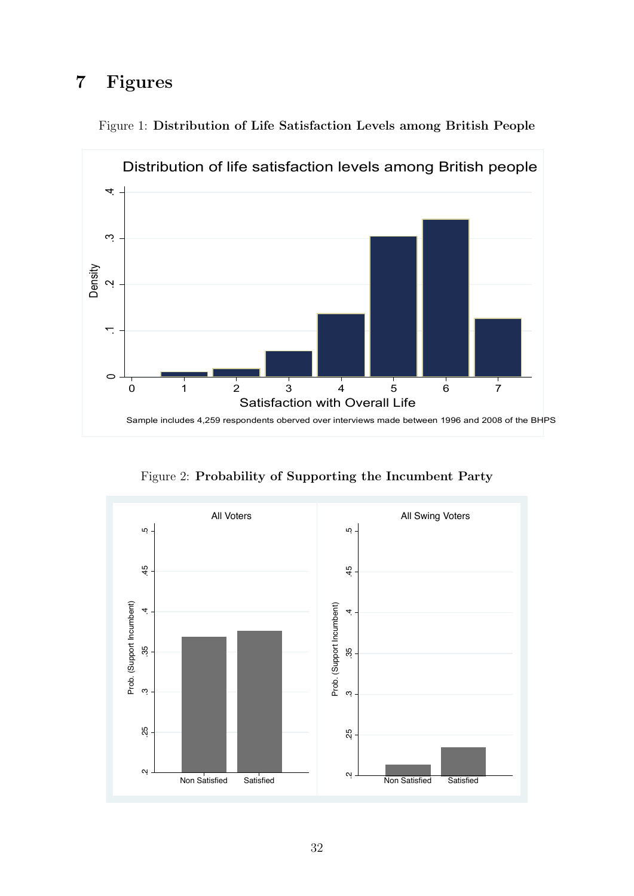# 7 Figures

Figure 1: **Distribution of Life Satisfaction Levels among British People**

Figure 2: **Probability of Supporting the Incumbent Party**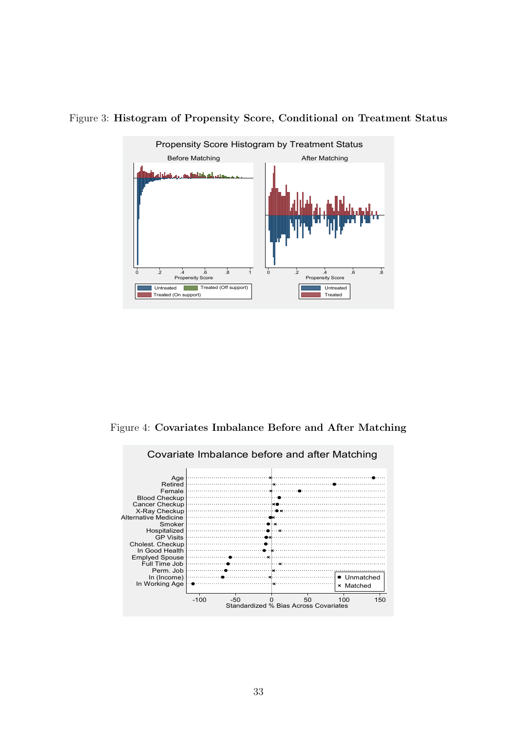Figure 3: **Histogram of Propensity Score, Conditional on Treatment Status**

Figure 4: **Covariates Imbalance Before and After Matching**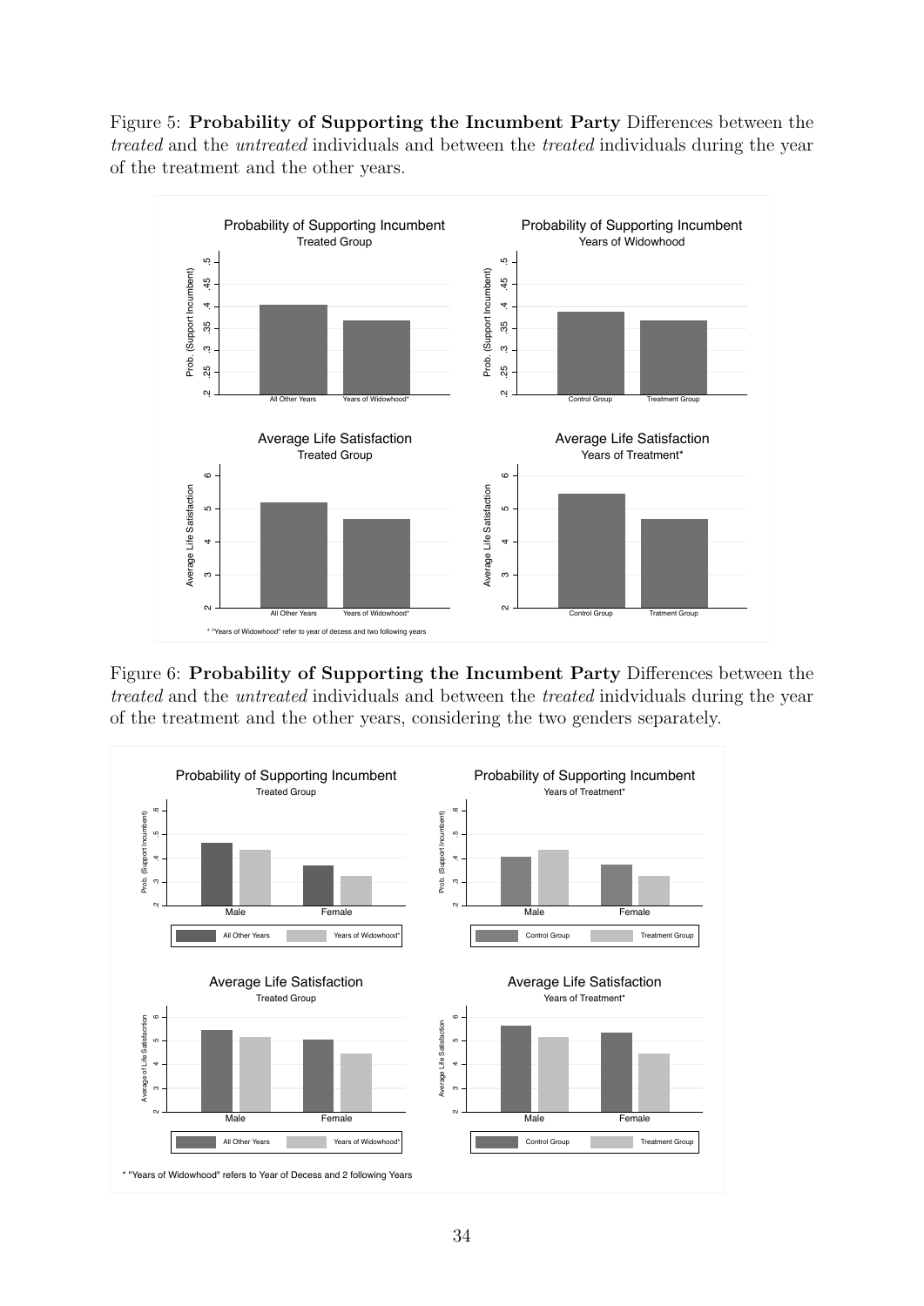Figure 5: **Probability of Supporting the Incumbent Party** Differences between the *treated* and the *untreated* individuals and between the *treated* individuals during the year of the treatment and the other years.

Figure 6: **Probability of Supporting the Incumbent Party** Differences between the *treated* and the *untreated* individuals and between the *treated* inidviduals during the year of the treatment and the other years, considering the two genders separately.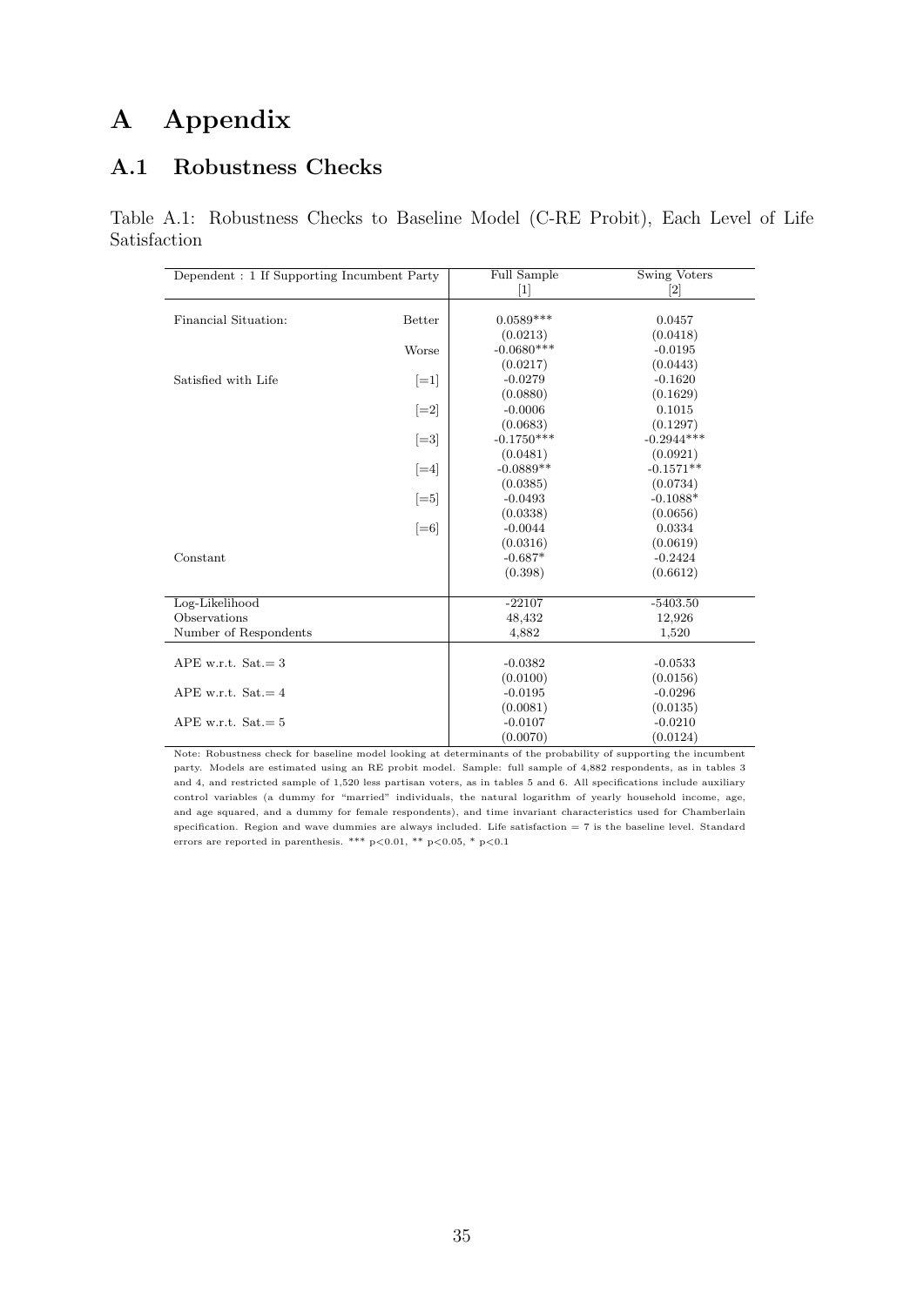# A Appendix

## A.1 Robustness Checks

Table A.1: Robustness Checks to Baseline Model (C-RE Probit), Each Level of Life Satisfaction

| Dependent : 1 If Supporting Incumbent Party | | Full Sample [1] | Swing Voters [2] |
|---|---|---|---|
| Financial Situation: | Better | 0.0589*** | 0.0457 |
| | | (0.0213) | (0.0418) |
| | Worse | -0.0680*** | -0.0195 |
| | | (0.0217) | (0.0443) |
| Satisfied with Life | [=1] | -0.0279 | -0.1620 |
| | | (0.0880) | (0.1629) |
| | [=2] | -0.0006 | 0.1015 |
| | | (0.0683) | (0.1297) |
| | [=3] | -0.1750*** | -0.2944*** |
| | | (0.0481) | (0.0921) |
| | [=4] | -0.0889** | -0.1571** |
| | | (0.0385) | (0.0734) |
| | [=5] | -0.0493 | -0.1088* |
| | | (0.0338) | (0.0656) |
| | [=6] | -0.0044 | 0.0334 |
| | | (0.0316) | (0.0619) |
| Constant | | -0.687* | -0.2424 |
| | | (0.398) | (0.6612) |
| Log-Likelihood | | -22107 | -5403.50 |
| Observations | | 48,432 | 12,926 |
| Number of Respondents | | 4,882 | 1,520 |
| APE w.r.t. Sat.= 3 | | -0.0382 | -0.0533 |
| | | (0.0100) | (0.0156) |
| APE w.r.t. Sat.= 4 | | -0.0195 | -0.0296 |
| | | (0.0081) | (0.0135) |
| APE w.r.t. Sat.= 5 | | -0.0107 | -0.0210 |
| | | (0.0070) | (0.0124) |

Note: Robustness check for baseline model looking at determinants of the probability of supporting the incumbent party. Models are estimated using an RE probit model. Sample: full sample of 4,882 respondents, as in tables 3 and 4, and restricted sample of 1,520 less partisan voters, as in tables 5 and 6. All specifications include auxiliary control variables (a dummy for "married" individuals, the natural logarithm of yearly household income, age, and age squared, and a dummy for female respondents), and time invariant characteristics used for Chamberlain specification. Region and wave dummies are always included. Life satisfaction = 7 is the baseline level. Standard errors are reported in parenthesis. *** $p<0.01$, ** $p<0.05$, * $p<0.1$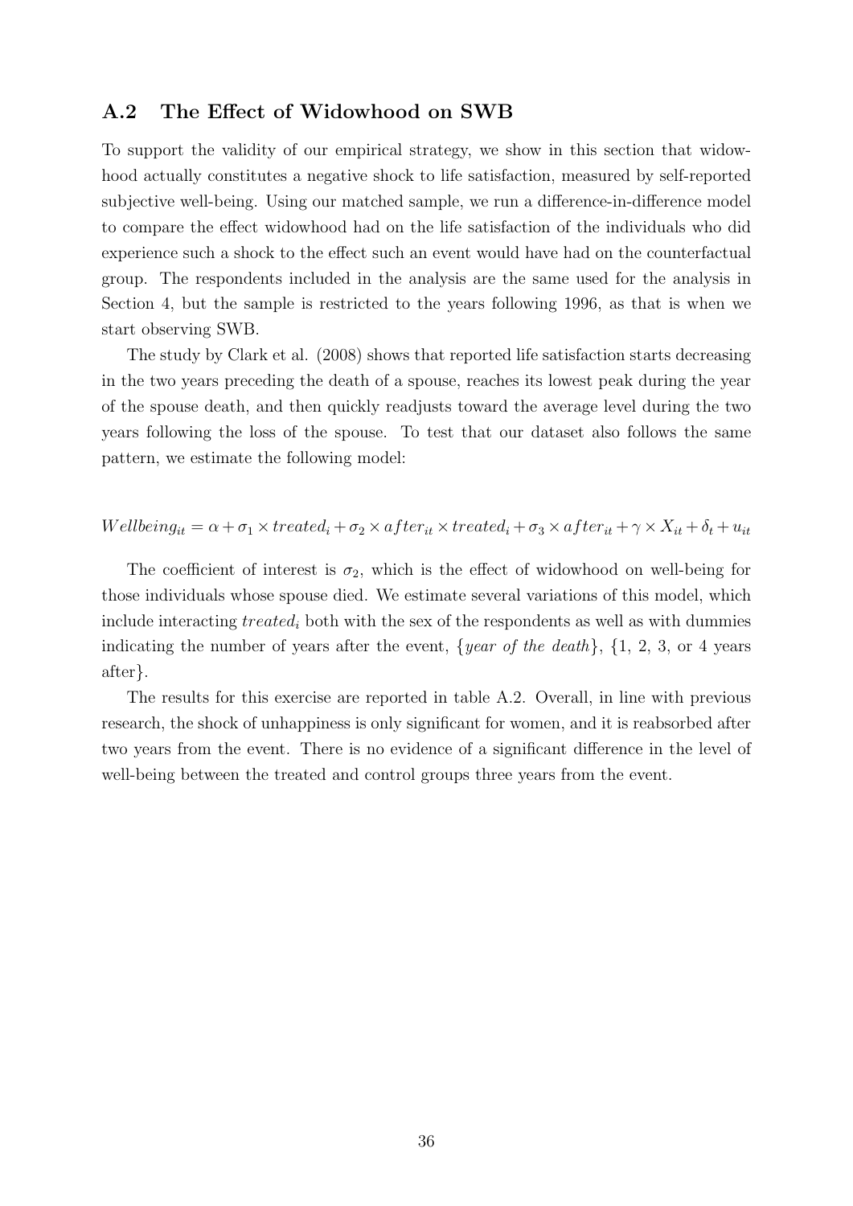## A.2 The Effect of Widowhood on SWB

To support the validity of our empirical strategy, we show in this section that widowhood actually constitutes a negative shock to life satisfaction, measured by self-reported subjective well-being. Using our matched sample, we run a difference-in-difference model to compare the effect widowhood had on the life satisfaction of the individuals who did experience such a shock to the effect such an event would have had on the counterfactual group. The respondents included in the analysis are the same used for the analysis in Section 4, but the sample is restricted to the years following 1996, as that is when we start observing SWB.

The study by Clark et al. (2008) shows that reported life satisfaction starts decreasing in the two years preceding the death of a spouse, reaches its lowest peak during the year of the spouse death, and then quickly readjusts toward the average level during the two years following the loss of the spouse. To test that our dataset also follows the same pattern, we estimate the following model:

$$Wellbeing_{it} = \alpha + \sigma_1 \times treated_i + \sigma_2 \times after_{it} \times treated_i + \sigma_3 \times after_{it} + \gamma \times X_{it} + \delta_t + u_{it}$$

The coefficient of interest is $\sigma_2$, which is the effect of widowhood on well-being for those individuals whose spouse died. We estimate several variations of this model, which include interacting $treated_i$ both with the sex of the respondents as well as with dummies indicating the number of years after the event, {*year of the death*}, {1, 2, 3, or 4 years after}.

The results for this exercise are reported in table A.2. Overall, in line with previous research, the shock of unhappiness is only significant for women, and it is reabsorbed after two years from the event. There is no evidence of a significant difference in the level of well-being between the treated and control groups three years from the event.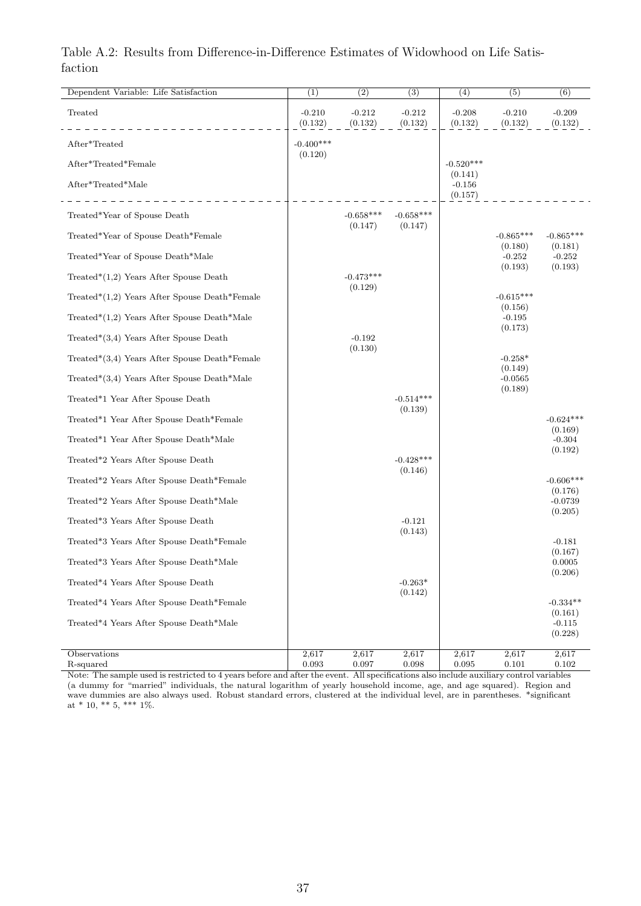Table A.2: Results from Difference-in-Difference Estimates of Widowhood on Life Satisfaction

| Dependent Variable: Life Satisfaction | (1) | (2) | (3) | (4) | (5) | (6) |
|---|---|---|---|---|---|---|
| Treated | -0.210 | -0.212 | -0.212 | -0.208 | -0.210 | -0.209 |
| | (0.132) | (0.132) | (0.132) | (0.132) | (0.132) | (0.132) |
| After*Treated | -0.400*** | | | | | |
| | (0.120) | | | | | |
| After*Treated*Female | | | | -0.520*** | | |
| | | | | (0.141) | | |
| After*Treated*Male | | | | -0.156 | | |
| | | | | (0.157) | | |
| Treated*Year of Spouse Death | | -0.658*** | -0.658*** | | | |
| | | (0.147) | (0.147) | | | |
| Treated*Year of Spouse Death*Female | | | | | -0.865*** | -0.865*** |
| | | | | | (0.180) | (0.181) |
| Treated*Year of Spouse Death*Male | | | | | -0.252 | -0.252 |
| | | | | | (0.193) | (0.193) |
| Treated*(1,2) Years After Spouse Death | | -0.473*** | | | | |
| | | (0.129) | | | | |
| Treated*(1,2) Years After Spouse Death*Female | | | | | -0.615*** | |
| | | | | | (0.156) | |
| Treated*(1,2) Years After Spouse Death*Male | | | | | -0.195 | |
| | | | | | (0.173) | |
| Treated*(3,4) Years After Spouse Death | | -0.192 | | | | |
| | | (0.130) | | | | |
| Treated*(3,4) Years After Spouse Death*Female | | | | | -0.258* | |
| | | | | | (0.149) | |
| Treated*(3,4) Years After Spouse Death*Male | | | | | -0.0565 | |
| | | | | | (0.189) | |
| Treated*1 Year After Spouse Death | | | -0.514*** | | | |
| | | | (0.139) | | | |
| Treated*1 Year After Spouse Death*Female | | | | | | -0.624*** |
| | | | | | | (0.169) |
| Treated*1 Year After Spouse Death*Male | | | | | | -0.304 |
| | | | | | | (0.192) |
| Treated*2 Years After Spouse Death | | | -0.428*** | | | |
| | | | (0.146) | | | |
| Treated*2 Years After Spouse Death*Female | | | | | | -0.606*** |
| | | | | | | (0.176) |
| Treated*2 Years After Spouse Death*Male | | | | | | -0.0739 |
| | | | | | | (0.205) |
| Treated*3 Years After Spouse Death | | | -0.121 | | | |
| | | | (0.143) | | | |
| Treated*3 Years After Spouse Death*Female | | | | | | -0.181 |
| | | | | | | (0.167) |
| Treated*3 Years After Spouse Death*Male | | | | | | 0.0005 |
| | | | | | | (0.206) |
| Treated*4 Years After Spouse Death | | | -0.263* | | | |
| | | | (0.142) | | | |
| Treated*4 Years After Spouse Death*Female | | | | | | -0.334** |
| | | | | | | (0.161) |
| Treated*4 Years After Spouse Death*Male | | | | | | -0.115 |
| | | | | | | (0.228) |
| Observations | 2,617 | 2,617 | 2,617 | 2,617 | 2,617 | 2,617 |
| R-squared | 0.093 | 0.097 | 0.098 | 0.095 | 0.101 | 0.102 |

Note: The sample used is restricted to 4 years before and after the event. All specifications also include auxiliary control variables (a dummy for "married" individuals, the natural logarithm of yearly household income, age, and age squared). Region and wave dummies are also always used. Robust standard errors, clustered at the individual level, are in parentheses. *significant at * 10, ** 5, *** 1%.